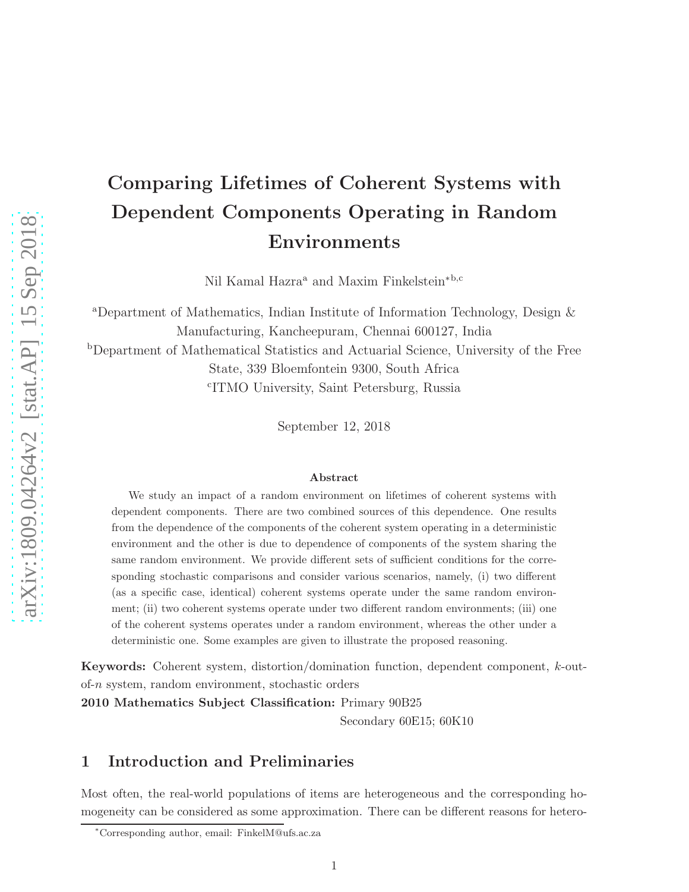# Comparing Lifetimes of Coherent Systems with Dependent Components Operating in Random Environments

Nil Kamal Hazra[a] and Maxim Finkelstein*[b,c]

[a]Department of Mathematics, Indian Institute of Information Technology, Design & Manufacturing, Kancheepuram, Chennai 600127, India

[b]Department of Mathematical Statistics and Actuarial Science, University of the Free State, 339 Bloemfontein 9300, South Africa

[c]ITMO University, Saint Petersburg, Russia

September 12, 2018

### Abstract

We study an impact of a random environment on lifetimes of coherent systems with dependent components. There are two combined sources of this dependence. One results from the dependence of the components of the coherent system operating in a deterministic environment and the other is due to dependence of components of the system sharing the same random environment. We provide different sets of sufficient conditions for the corresponding stochastic comparisons and consider various scenarios, namely, (i) two different (as a specific case, identical) coherent systems operate under the same random environment; (ii) two coherent systems operate under two different random environments; (iii) one of the coherent systems operates under a random environment, whereas the other under a deterministic one. Some examples are given to illustrate the proposed reasoning.

**Keywords:** Coherent system, distortion/domination function, dependent component, $k$-out-of-$n$ system, random environment, stochastic orders

**2010 Mathematics Subject Classification:** Primary 90B25

Secondary 60E15; 60K10

## 1 Introduction and Preliminaries

Most often, the real-world populations of items are heterogeneous and the corresponding homogeneity can be considered as some approximation. There can be different reasons for hetero-

*Corresponding author, email: FinkelM@ufs.ac.za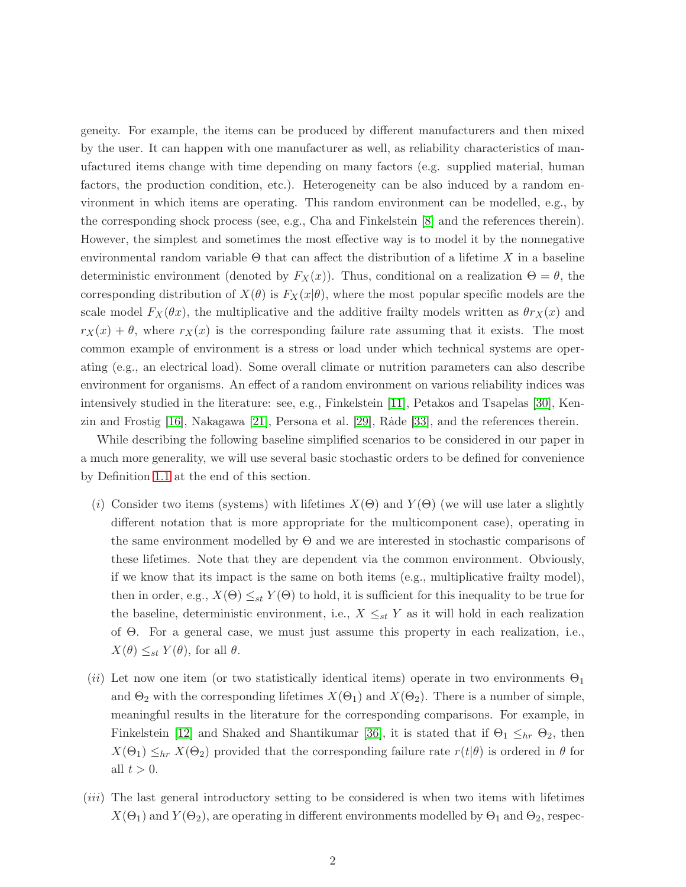geneity. For example, the items can be produced by different manufacturers and then mixed by the user. It can happen with one manufacturer as well, as reliability characteristics of manufactured items change with time depending on many factors (e.g. supplied material, human factors, the production condition, etc.). Heterogeneity can be also induced by a random environment in which items are operating. This random environment can be modelled, e.g., by the corresponding shock process (see, e.g., Cha and Finkelstein [8] and the references therein). However, the simplest and sometimes the most effective way is to model it by the nonnegative environmental random variable $\Theta$ that can affect the distribution of a lifetime $X$ in a baseline deterministic environment (denoted by $F_X(x)$). Thus, conditional on a realization $\Theta = \theta$, the corresponding distribution of $X(\theta)$ is $F_X(x|\theta)$, where the most popular specific models are the scale model $F_X(\theta x)$, the multiplicative and the additive frailty models written as $\theta r_X(x)$ and $r_X(x) + \theta$, where $r_X(x)$ is the corresponding failure rate assuming that it exists. The most common example of environment is a stress or load under which technical systems are operating (e.g., an electrical load). Some overall climate or nutrition parameters can also describe environment for organisms. An effect of a random environment on various reliability indices was intensively studied in the literature: see, e.g., Finkelstein [11], Petakos and Tsapelas [30], Kenzin and Frostig [16], Nakagawa [21], Persona et al. [29], Råde [33], and the references therein.

While describing the following baseline simplified scenarios to be considered in our paper in a much more generality, we will use several basic stochastic orders to be defined for convenience by Definition 1.1 at the end of this section.

(*i*) Consider two items (systems) with lifetimes $X(\Theta)$ and $Y(\Theta)$ (we will use later a slightly different notation that is more appropriate for the multicomponent case), operating in the same environment modelled by $\Theta$ and we are interested in stochastic comparisons of these lifetimes. Note that they are dependent via the common environment. Obviously, if we know that its impact is the same on both items (e.g., multiplicative frailty model), then in order, e.g., $X(\Theta) \leq_{st} Y(\Theta)$ to hold, it is sufficient for this inequality to be true for the baseline, deterministic environment, i.e., $X \leq_{st} Y$ as it will hold in each realization of $\Theta$. For a general case, we must just assume this property in each realization, i.e., $X(\theta) \leq_{st} Y(\theta)$, for all $\theta$.

(*ii*) Let now one item (or two statistically identical items) operate in two environments $\Theta_1$ and $\Theta_2$ with the corresponding lifetimes $X(\Theta_1)$ and $X(\Theta_2)$. There is a number of simple, meaningful results in the literature for the corresponding comparisons. For example, in Finkelstein [12] and Shaked and Shantikumar [36], it is stated that if $\Theta_1 \leq_{hr} \Theta_2$, then $X(\Theta_1) \leq_{hr} X(\Theta_2)$ provided that the corresponding failure rate $r(t|\theta)$ is ordered in $\theta$ for all $t > 0$.

(*iii*) The last general introductory setting to be considered is when two items with lifetimes $X(\Theta_1)$ and $Y(\Theta_2)$, are operating in different environments modelled by $\Theta_1$ and $\Theta_2$, respec-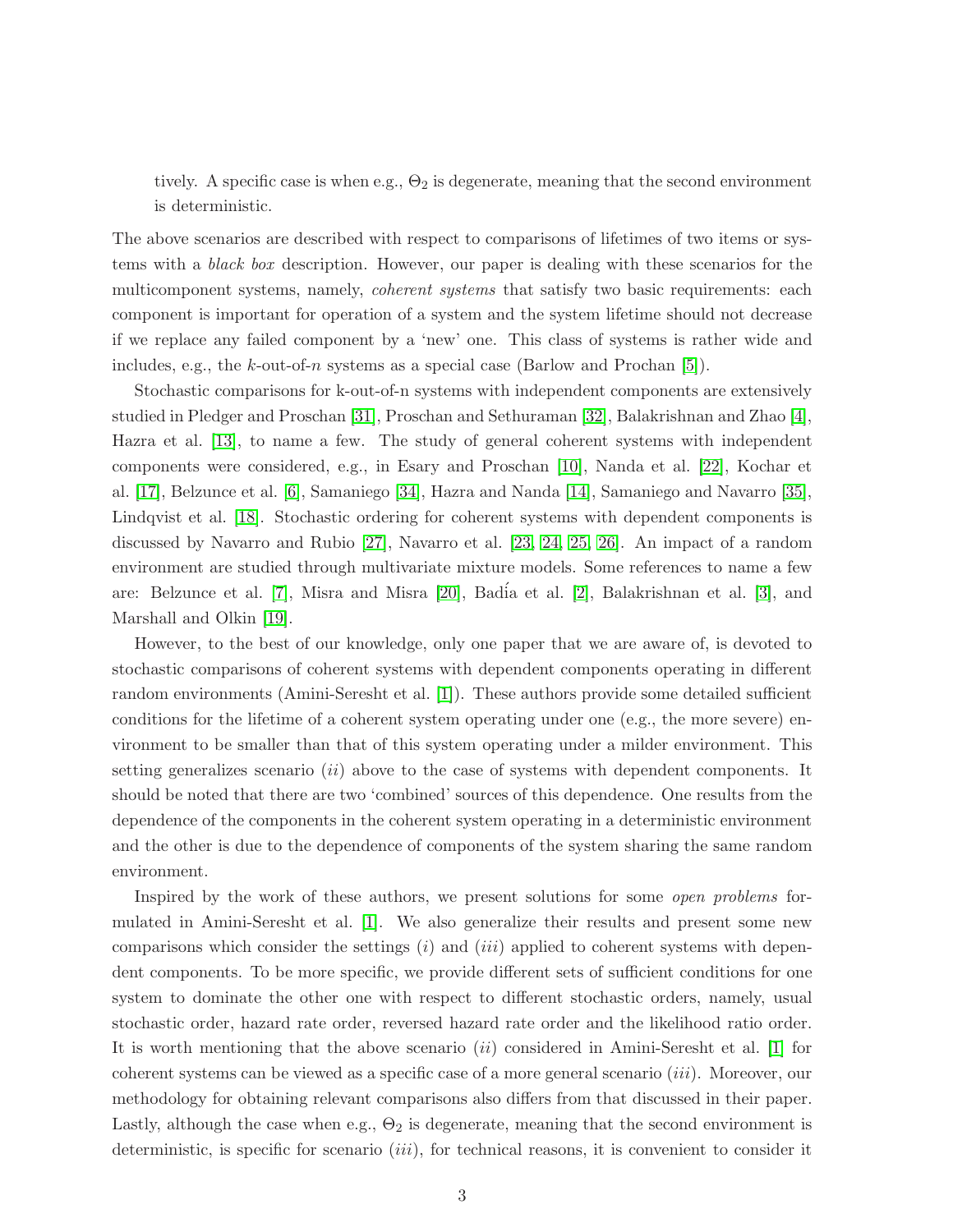tively. A specific case is when e.g., $\Theta_2$ is degenerate, meaning that the second environment is deterministic.

The above scenarios are described with respect to comparisons of lifetimes of two items or systems with a *black box* description. However, our paper is dealing with these scenarios for the multicomponent systems, namely, *coherent systems* that satisfy two basic requirements: each component is important for operation of a system and the system lifetime should not decrease if we replace any failed component by a 'new' one. This class of systems is rather wide and includes, e.g., the $k$-out-of-$n$ systems as a special case (Barlow and Prochan [5]).

Stochastic comparisons for k-out-of-n systems with independent components are extensively studied in Pledger and Proschan [31], Proschan and Sethuraman [32], Balakrishnan and Zhao [4], Hazra et al. [13], to name a few. The study of general coherent systems with independent components were considered, e.g., in Esary and Proschan [10], Nanda et al. [22], Kochar et al. [17], Belzunce et al. [6], Samaniego [34], Hazra and Nanda [14], Samaniego and Navarro [35], Lindqvist et al. [18]. Stochastic ordering for coherent systems with dependent components is discussed by Navarro and Rubio [27], Navarro et al. [23, 24, 25, 26]. An impact of a random environment are studied through multivariate mixture models. Some references to name a few are: Belzunce et al. [7], Misra and Misra [20], Badía et al. [2], Balakrishnan et al. [3], and Marshall and Olkin [19].

However, to the best of our knowledge, only one paper that we are aware of, is devoted to stochastic comparisons of coherent systems with dependent components operating in different random environments (Amini-Seresht et al. [1]). These authors provide some detailed sufficient conditions for the lifetime of a coherent system operating under one (e.g., the more severe) environment to be smaller than that of this system operating under a milder environment. This setting generalizes scenario $(ii)$ above to the case of systems with dependent components. It should be noted that there are two 'combined' sources of this dependence. One results from the dependence of the components in the coherent system operating in a deterministic environment and the other is due to the dependence of components of the system sharing the same random environment.

Inspired by the work of these authors, we present solutions for some *open problems* formulated in Amini-Seresht et al. [1]. We also generalize their results and present some new comparisons which consider the settings $(i)$ and $(iii)$ applied to coherent systems with dependent components. To be more specific, we provide different sets of sufficient conditions for one system to dominate the other one with respect to different stochastic orders, namely, usual stochastic order, hazard rate order, reversed hazard rate order and the likelihood ratio order. It is worth mentioning that the above scenario $(ii)$ considered in Amini-Seresht et al. [1] for coherent systems can be viewed as a specific case of a more general scenario $(iii)$. Moreover, our methodology for obtaining relevant comparisons also differs from that discussed in their paper. Lastly, although the case when e.g., $\Theta_2$ is degenerate, meaning that the second environment is deterministic, is specific for scenario $(iii)$, for technical reasons, it is convenient to consider it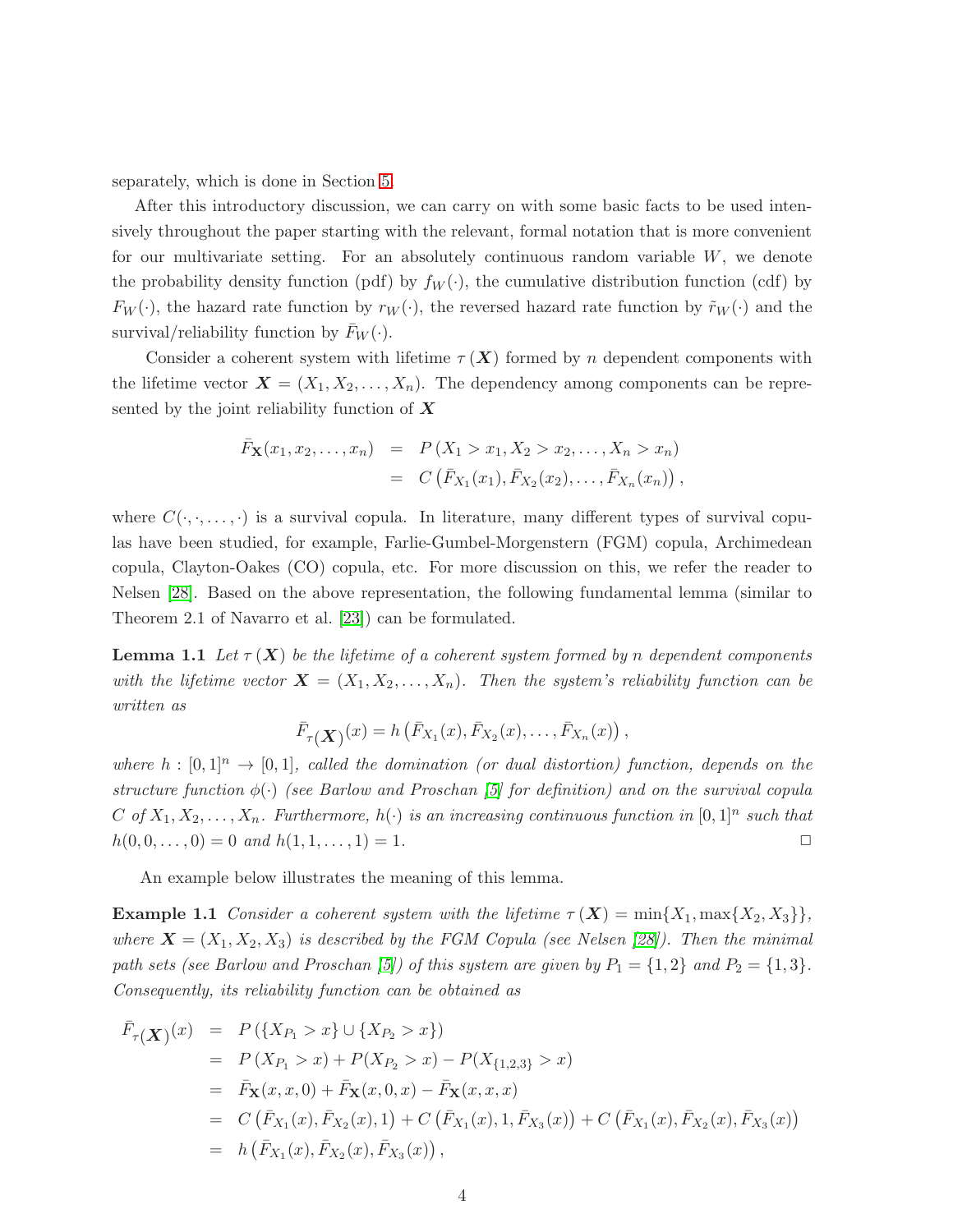separately, which is done in Section 5.

After this introductory discussion, we can carry on with some basic facts to be used intensively throughout the paper starting with the relevant, formal notation that is more convenient for our multivariate setting. For an absolutely continuous random variable $W$, we denote the probability density function (pdf) by $f_W(\cdot)$, the cumulative distribution function (cdf) by $F_W(\cdot)$, the hazard rate function by $r_W(\cdot)$, the reversed hazard rate function by $\tilde{r}_W(\cdot)$ and the survival/reliability function by $\bar{F}_W(\cdot)$.

Consider a coherent system with lifetime $\tau(\boldsymbol{X})$ formed by $n$ dependent components with the lifetime vector $\boldsymbol{X} = (X_1, X_2, \ldots, X_n)$. The dependency among components can be represented by the joint reliability function of $\boldsymbol{X}$

$$
\begin{aligned}
\bar{F}_{\mathbf{X}}(x_1, x_2, \ldots, x_n) &= P(X_1 > x_1, X_2 > x_2, \ldots, X_n > x_n) \\
&= C\left(\bar{F}_{X_1}(x_1), \bar{F}_{X_2}(x_2), \ldots, \bar{F}_{X_n}(x_n)\right),
\end{aligned}
$$

where $C(\cdot, \cdot, \ldots, \cdot)$ is a survival copula. In literature, many different types of survival copulas have been studied, for example, Farlie-Gumbel-Morgenstern (FGM) copula, Archimedean copula, Clayton-Oakes (CO) copula, etc. For more discussion on this, we refer the reader to Nelsen [28]. Based on the above representation, the following fundamental lemma (similar to Theorem 2.1 of Navarro et al. [23]) can be formulated.

**Lemma 1.1** *Let $\tau(\boldsymbol{X})$ be the lifetime of a coherent system formed by $n$ dependent components with the lifetime vector $\boldsymbol{X} = (X_1, X_2, \ldots, X_n)$. Then the system's reliability function can be written as*

$$
\bar{F}_{\tau(\boldsymbol{X})}(x) = h\left(\bar{F}_{X_1}(x), \bar{F}_{X_2}(x), \ldots, \bar{F}_{X_n}(x)\right),
$$

*where $h : [0,1]^n \to [0,1]$, called the domination (or dual distortion) function, depends on the structure function $\phi(\cdot)$ (see Barlow and Proschan [5] for definition) and on the survival copula $C$ of $X_1, X_2, \ldots, X_n$. Furthermore, $h(\cdot)$ is an increasing continuous function in $[0,1]^n$ such that $h(0, 0, \ldots, 0) = 0$ and $h(1, 1, \ldots, 1) = 1$.* □

An example below illustrates the meaning of this lemma.

**Example 1.1** *Consider a coherent system with the lifetime $\tau(\boldsymbol{X}) = \min\{X_1, \max\{X_2, X_3\}\}$, where $\boldsymbol{X} = (X_1, X_2, X_3)$ is described by the FGM Copula (see Nelsen [28]). Then the minimal path sets (see Barlow and Proschan [5]) of this system are given by $P_1 = \{1, 2\}$ and $P_2 = \{1, 3\}$. Consequently, its reliability function can be obtained as*

$$
\begin{aligned}
\bar{F}_{\tau(\boldsymbol{X})}(x) &= P\left(\{X_{P_1} > x\} \cup \{X_{P_2} > x\}\right) \\
&= P\left(X_{P_1} > x\right) + P(X_{P_2} > x) - P(X_{\{1,2,3\}} > x) \\
&= \bar{F}_{\mathbf{X}}(x, x, 0) + \bar{F}_{\mathbf{X}}(x, 0, x) - \bar{F}_{\mathbf{X}}(x, x, x) \\
&= C\left(\bar{F}_{X_1}(x), \bar{F}_{X_2}(x), 1\right) + C\left(\bar{F}_{X_1}(x), 1, \bar{F}_{X_3}(x)\right) + C\left(\bar{F}_{X_1}(x), \bar{F}_{X_2}(x), \bar{F}_{X_3}(x)\right) \\
&= h\left(\bar{F}_{X_1}(x), \bar{F}_{X_2}(x), \bar{F}_{X_3}(x)\right),
\end{aligned}
$$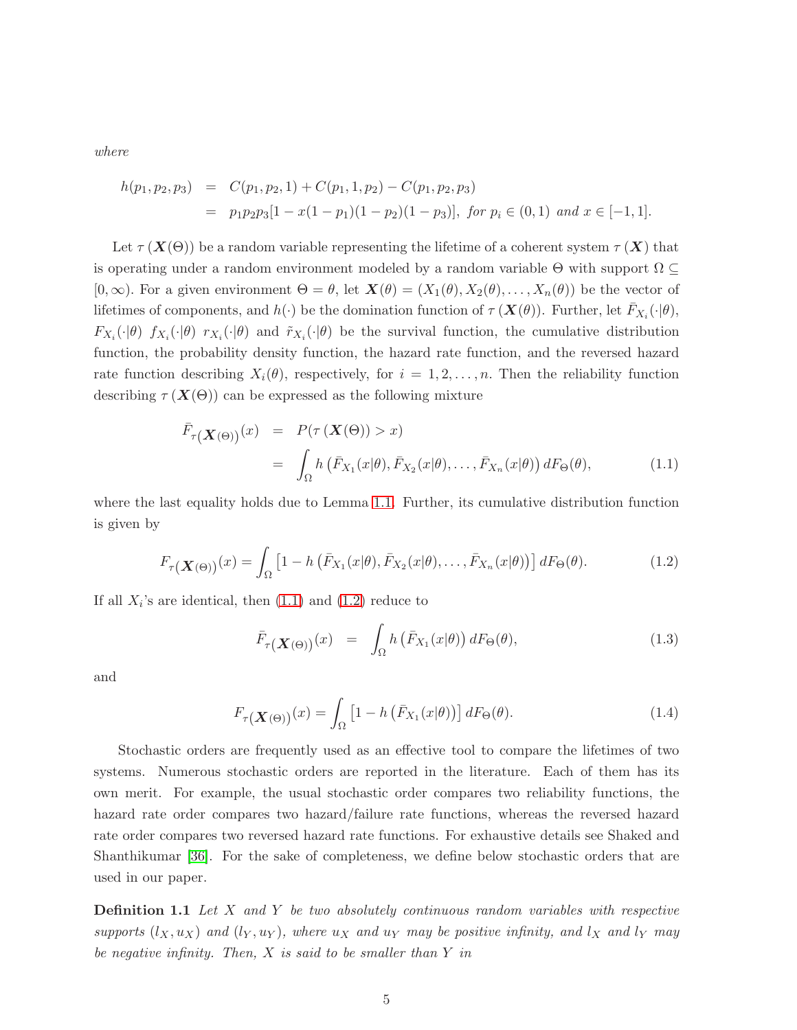*where*

$$
\begin{aligned}
h(p_1, p_2, p_3) &= C(p_1, p_2, 1) + C(p_1, 1, p_2) - C(p_1, p_2, p_3) \\
&= p_1 p_2 p_3 [1 - x(1-p_1)(1-p_2)(1-p_3)], \text{ for } p_i \in (0,1) \text{ and } x \in [-1, 1].
\end{aligned}
$$

Let $\tau(\boldsymbol{X}(\Theta))$ be a random variable representing the lifetime of a coherent system $\tau(\boldsymbol{X})$ that is operating under a random environment modeled by a random variable $\Theta$ with support $\Omega \subseteq [0, \infty)$. For a given environment $\Theta = \theta$, let $\boldsymbol{X}(\theta) = (X_1(\theta), X_2(\theta), \ldots, X_n(\theta))$ be the vector of lifetimes of components, and $h(\cdot)$ be the domination function of $\tau(\boldsymbol{X}(\theta))$. Further, let $\bar{F}_{X_i}(\cdot|\theta)$, $F_{X_i}(\cdot|\theta)$ $f_{X_i}(\cdot|\theta)$ $r_{X_i}(\cdot|\theta)$ and $\tilde{r}_{X_i}(\cdot|\theta)$ be the survival function, the cumulative distribution function, the probability density function, the hazard rate function, and the reversed hazard rate function describing $X_i(\theta)$, respectively, for $i = 1, 2, \ldots, n$. Then the reliability function describing $\tau(\boldsymbol{X}(\Theta))$ can be expressed as the following mixture

$$
\begin{aligned}
\bar{F}_{\tau(\boldsymbol{X}(\Theta))}(x) &= P(\tau(\boldsymbol{X}(\Theta)) > x) \\
&= \int_{\Omega} h\left(\bar{F}_{X_1}(x|\theta), \bar{F}_{X_2}(x|\theta), \ldots, \bar{F}_{X_n}(x|\theta)\right) dF_{\Theta}(\theta), \qquad (1.1)
\end{aligned}
$$

where the last equality holds due to Lemma 1.1. Further, its cumulative distribution function is given by

$$
F_{\tau(\boldsymbol{X}(\Theta))}(x) = \int_{\Omega} \left[1 - h\left(\bar{F}_{X_1}(x|\theta), \bar{F}_{X_2}(x|\theta), \ldots, \bar{F}_{X_n}(x|\theta)\right)\right] dF_{\Theta}(\theta). \qquad (1.2)
$$

If all $X_i$'s are identical, then (1.1) and (1.2) reduce to

$$
\bar{F}_{\tau(\boldsymbol{X}(\Theta))}(x) = \int_{\Omega} h\left(\bar{F}_{X_1}(x|\theta)\right) dF_{\Theta}(\theta), \qquad (1.3)
$$

and

$$
F_{\tau(\boldsymbol{X}(\Theta))}(x) = \int_{\Omega} \left[1 - h\left(\bar{F}_{X_1}(x|\theta)\right)\right] dF_{\Theta}(\theta). \qquad (1.4)
$$

Stochastic orders are frequently used as an effective tool to compare the lifetimes of two systems. Numerous stochastic orders are reported in the literature. Each of them has its own merit. For example, the usual stochastic order compares two reliability functions, the hazard rate order compares two hazard/failure rate functions, whereas the reversed hazard rate order compares two reversed hazard rate functions. For exhaustive details see Shaked and Shanthikumar [36]. For the sake of completeness, we define below stochastic orders that are used in our paper.

**Definition 1.1** *Let $X$ and $Y$ be two absolutely continuous random variables with respective supports $(l_X, u_X)$ and $(l_Y, u_Y)$, where $u_X$ and $u_Y$ may be positive infinity, and $l_X$ and $l_Y$ may be negative infinity. Then, $X$ is said to be smaller than $Y$ in*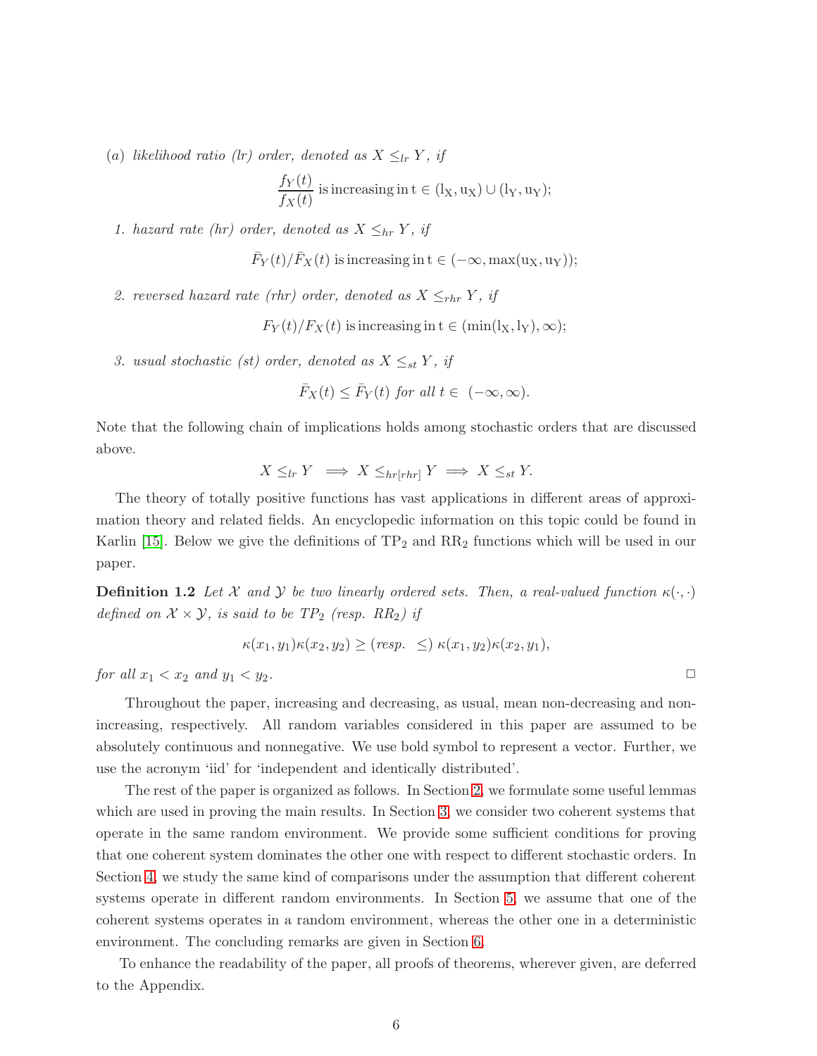(a) *likelihood ratio (lr) order, denoted as $X \leq_{lr} Y$, if*

$$\frac{f_Y(t)}{f_X(t)} \text{ is increasing in } \mathrm{t} \in (\mathrm{l_X}, \mathrm{u_X}) \cup (\mathrm{l_Y}, \mathrm{u_Y});$$

1. *hazard rate (hr) order, denoted as $X \leq_{hr} Y$, if*

$$\bar{F}_Y(t)/\bar{F}_X(t) \text{ is increasing in } \mathrm{t} \in (-\infty, \max(\mathrm{u_X}, \mathrm{u_Y}));$$

2. *reversed hazard rate (rhr) order, denoted as $X \leq_{rhr} Y$, if*

$$F_Y(t)/F_X(t) \text{ is increasing in } \mathrm{t} \in (\min(\mathrm{l_X}, \mathrm{l_Y}), \infty);$$

3. *usual stochastic (st) order, denoted as $X \leq_{st} Y$, if*

$$\bar{F}_X(t) \leq \bar{F}_Y(t) \text{ for all } t \in (-\infty, \infty).$$

Note that the following chain of implications holds among stochastic orders that are discussed above.

$$X \leq_{lr} Y \implies X \leq_{hr[rhr]} Y \implies X \leq_{st} Y.$$

The theory of totally positive functions has vast applications in different areas of approximation theory and related fields. An encyclopedic information on this topic could be found in Karlin [15]. Below we give the definitions of $\mathrm{TP}_2$ and $\mathrm{RR}_2$ functions which will be used in our paper.

**Definition 1.2** *Let $\mathcal{X}$ and $\mathcal{Y}$ be two linearly ordered sets. Then, a real-valued function $\kappa(\cdot,\cdot)$ defined on $\mathcal{X} \times \mathcal{Y}$, is said to be $TP_2$ (resp. $RR_2$) if*

$$\kappa(x_1, y_1)\kappa(x_2, y_2) \geq (\text{resp. } \leq)\ \kappa(x_1, y_2)\kappa(x_2, y_1),$$

*for all $x_1 < x_2$ and $y_1 < y_2$.* □

Throughout the paper, increasing and decreasing, as usual, mean non-decreasing and non-increasing, respectively. All random variables considered in this paper are assumed to be absolutely continuous and nonnegative. We use bold symbol to represent a vector. Further, we use the acronym 'iid' for 'independent and identically distributed'.

The rest of the paper is organized as follows. In Section 2, we formulate some useful lemmas which are used in proving the main results. In Section 3, we consider two coherent systems that operate in the same random environment. We provide some sufficient conditions for proving that one coherent system dominates the other one with respect to different stochastic orders. In Section 4, we study the same kind of comparisons under the assumption that different coherent systems operate in different random environments. In Section 5, we assume that one of the coherent systems operates in a random environment, whereas the other one in a deterministic environment. The concluding remarks are given in Section 6.

To enhance the readability of the paper, all proofs of theorems, wherever given, are deferred to the Appendix.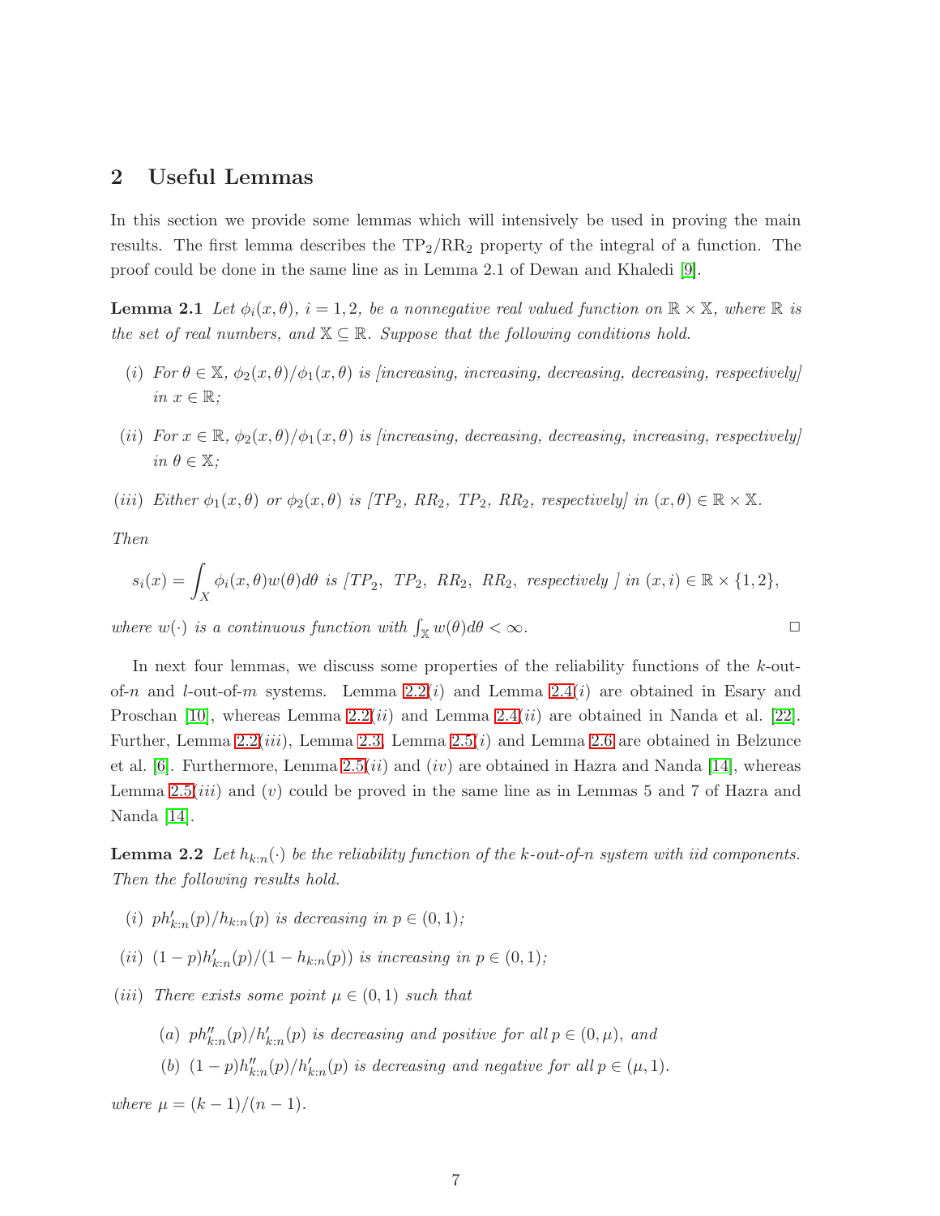## 2 Useful Lemmas

In this section we provide some lemmas which will intensively be used in proving the main results. The first lemma describes the $\text{TP}_2/\text{RR}_2$ property of the integral of a function. The proof could be done in the same line as in Lemma 2.1 of Dewan and Khaledi [9].

**Lemma 2.1** *Let $\phi_i(x, \theta)$, $i = 1, 2$, be a nonnegative real valued function on $\mathbb{R} \times \mathbb{X}$, where $\mathbb{R}$ is the set of real numbers, and $\mathbb{X} \subseteq \mathbb{R}$. Suppose that the following conditions hold.*

*(i) For $\theta \in \mathbb{X}$, $\phi_2(x, \theta)/\phi_1(x, \theta)$ is [increasing, increasing, decreasing, decreasing, respectively] in $x \in \mathbb{R}$;*

*(ii) For $x \in \mathbb{R}$, $\phi_2(x, \theta)/\phi_1(x, \theta)$ is [increasing, decreasing, decreasing, increasing, respectively] in $\theta \in \mathbb{X}$;*

*(iii) Either $\phi_1(x, \theta)$ or $\phi_2(x, \theta)$ is [$TP_2$, $RR_2$, $TP_2$, $RR_2$, respectively] in $(x, \theta) \in \mathbb{R} \times \mathbb{X}$.*

*Then*

$$s_i(x) = \int_X \phi_i(x, \theta) w(\theta) d\theta \text{ is } [TP_2,\ TP_2,\ RR_2,\ RR_2,\ \text{respectively}\ ] \text{ in } (x, i) \in \mathbb{R} \times \{1, 2\},$$

*where $w(\cdot)$ is a continuous function with $\int_{\mathbb{X}} w(\theta) d\theta < \infty$.* □

In next four lemmas, we discuss some properties of the reliability functions of the $k$-out-of-$n$ and $l$-out-of-$m$ systems. Lemma 2.2$(i)$ and Lemma 2.4$(i)$ are obtained in Esary and Proschan [10], whereas Lemma 2.2$(ii)$ and Lemma 2.4$(ii)$ are obtained in Nanda et al. [22]. Further, Lemma 2.2$(iii)$, Lemma 2.3, Lemma 2.5$(i)$ and Lemma 2.6 are obtained in Belzunce et al. [6]. Furthermore, Lemma 2.5$(ii)$ and $(iv)$ are obtained in Hazra and Nanda [14], whereas Lemma 2.5$(iii)$ and $(v)$ could be proved in the same line as in Lemmas 5 and 7 of Hazra and Nanda [14].

**Lemma 2.2** *Let $h_{k:n}(\cdot)$ be the reliability function of the $k$-out-of-$n$ system with iid components. Then the following results hold.*

*(i) $ph'_{k:n}(p)/h_{k:n}(p)$ is decreasing in $p \in (0, 1)$;*

*(ii) $(1-p)h'_{k:n}(p)/(1 - h_{k:n}(p))$ is increasing in $p \in (0, 1)$;*

*(iii) There exists some point $\mu \in (0, 1)$ such that*

*(a) $ph''_{k:n}(p)/h'_{k:n}(p)$ is decreasing and positive for all $p \in (0, \mu)$, and*

*(b) $(1-p)h''_{k:n}(p)/h'_{k:n}(p)$ is decreasing and negative for all $p \in (\mu, 1)$.*

*where $\mu = (k - 1)/(n - 1)$.*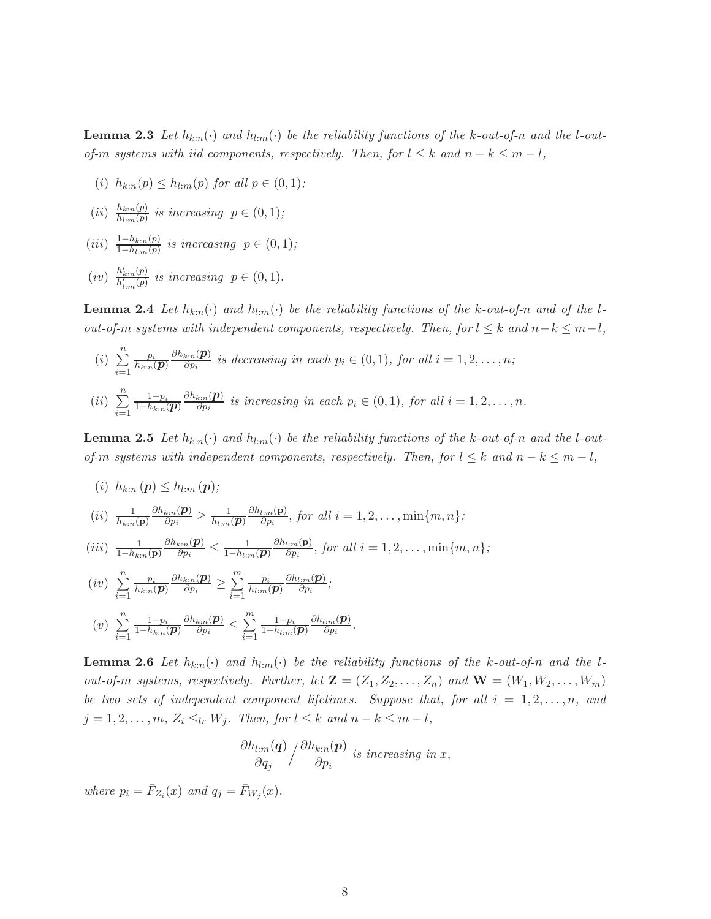**Lemma 2.3** *Let $h_{k:n}(\cdot)$ and $h_{l:m}(\cdot)$ be the reliability functions of the k-out-of-n and the l-out-of-m systems with iid components, respectively. Then, for $l \leq k$ and $n-k \leq m-l$,*

(i) $h_{k:n}(p) \leq h_{l:m}(p)$ *for all* $p \in (0,1)$*;*

(ii) $\frac{h_{k:n}(p)}{h_{l:m}(p)}$ *is increasing* $p \in (0,1)$*;*

(iii) $\frac{1-h_{k:n}(p)}{1-h_{l:m}(p)}$ *is increasing* $p \in (0,1)$*;*

(iv) $\frac{h'_{k:n}(p)}{h'_{l:m}(p)}$ *is increasing* $p \in (0,1)$*.*

**Lemma 2.4** *Let $h_{k:n}(\cdot)$ and $h_{l:m}(\cdot)$ be the reliability functions of the k-out-of-n and of the l-out-of-m systems with independent components, respectively. Then, for $l \leq k$ and $n-k \leq m-l$,*

(i) $\sum_{i=1}^{n} \frac{p_i}{h_{k:n}(\boldsymbol{p})} \frac{\partial h_{k:n}(\boldsymbol{p})}{\partial p_i}$ *is decreasing in each* $p_i \in (0,1)$*, for all* $i = 1, 2, \ldots, n$*;*

(ii) $\sum_{i=1}^{n} \frac{1-p_i}{1-h_{k:n}(\boldsymbol{p})} \frac{\partial h_{k:n}(\boldsymbol{p})}{\partial p_i}$ *is increasing in each* $p_i \in (0,1)$*, for all* $i = 1, 2, \ldots, n$*.*

**Lemma 2.5** *Let $h_{k:n}(\cdot)$ and $h_{l:m}(\cdot)$ be the reliability functions of the k-out-of-n and the l-out-of-m systems with independent components, respectively. Then, for $l \leq k$ and $n-k \leq m-l$,*

(i) $h_{k:n}(\boldsymbol{p}) \leq h_{l:m}(\boldsymbol{p})$*;*

(ii) $\frac{1}{h_{k:n}(\mathbf{p})} \frac{\partial h_{k:n}(\boldsymbol{p})}{\partial p_i} \geq \frac{1}{h_{l:m}(\boldsymbol{p})} \frac{\partial h_{l:m}(\mathbf{p})}{\partial p_i}$*, for all* $i = 1, 2, \ldots, \min\{m, n\}$*;*

(iii) $\frac{1}{1-h_{k:n}(\mathbf{p})} \frac{\partial h_{k:n}(\boldsymbol{p})}{\partial p_i} \leq \frac{1}{1-h_{l:m}(\boldsymbol{p})} \frac{\partial h_{l:m}(\mathbf{p})}{\partial p_i}$*, for all* $i = 1, 2, \ldots, \min\{m, n\}$*;*

(iv) $\sum_{i=1}^{n} \frac{p_i}{h_{k:n}(\boldsymbol{p})} \frac{\partial h_{k:n}(\boldsymbol{p})}{\partial p_i} \geq \sum_{i=1}^{m} \frac{p_i}{h_{l:m}(\boldsymbol{p})} \frac{\partial h_{l:m}(\boldsymbol{p})}{\partial p_i}$*;*

(v) $\sum_{i=1}^{n} \frac{1-p_i}{1-h_{k:n}(\boldsymbol{p})} \frac{\partial h_{k:n}(\boldsymbol{p})}{\partial p_i} \leq \sum_{i=1}^{m} \frac{1-p_i}{1-h_{l:m}(\boldsymbol{p})} \frac{\partial h_{l:m}(\boldsymbol{p})}{\partial p_i}$*.*

**Lemma 2.6** *Let $h_{k:n}(\cdot)$ and $h_{l:m}(\cdot)$ be the reliability functions of the k-out-of-n and the l-out-of-m systems, respectively. Further, let $\mathbf{Z} = (Z_1, Z_2, \ldots, Z_n)$ and $\mathbf{W} = (W_1, W_2, \ldots, W_m)$ be two sets of independent component lifetimes. Suppose that, for all $i = 1, 2, \ldots, n$, and $j = 1, 2, \ldots, m$, $Z_i \leq_{lr} W_j$. Then, for $l \leq k$ and $n-k \leq m-l$,*

$$\frac{\partial h_{l:m}(\boldsymbol{q})}{\partial q_j} \Big/ \frac{\partial h_{k:n}(\boldsymbol{p})}{\partial p_i} \text{ is increasing in } x,$$

*where* $p_i = \bar{F}_{Z_i}(x)$ *and* $q_j = \bar{F}_{W_j}(x)$*.*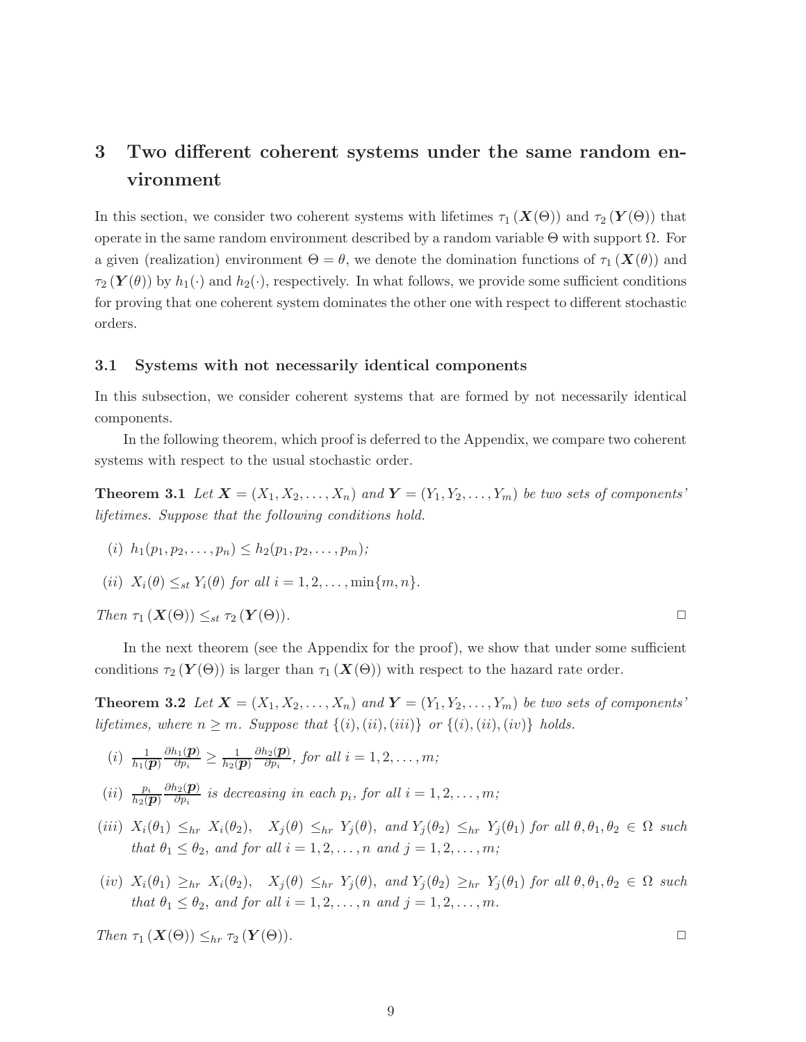# 3 Two different coherent systems under the same random environment

In this section, we consider two coherent systems with lifetimes $\tau_1(\boldsymbol{X}(\Theta))$ and $\tau_2(\boldsymbol{Y}(\Theta))$ that operate in the same random environment described by a random variable $\Theta$ with support $\Omega$. For a given (realization) environment $\Theta = \theta$, we denote the domination functions of $\tau_1(\boldsymbol{X}(\theta))$ and $\tau_2(\boldsymbol{Y}(\theta))$ by $h_1(\cdot)$ and $h_2(\cdot)$, respectively. In what follows, we provide some sufficient conditions for proving that one coherent system dominates the other one with respect to different stochastic orders.

## 3.1 Systems with not necessarily identical components

In this subsection, we consider coherent systems that are formed by not necessarily identical components.

In the following theorem, which proof is deferred to the Appendix, we compare two coherent systems with respect to the usual stochastic order.

**Theorem 3.1** *Let $\boldsymbol{X} = (X_1, X_2, \ldots, X_n)$ and $\boldsymbol{Y} = (Y_1, Y_2, \ldots, Y_m)$ be two sets of components' lifetimes. Suppose that the following conditions hold.*

*(i)* $h_1(p_1, p_2, \ldots, p_n) \leq h_2(p_1, p_2, \ldots, p_m)$;

*(ii)* $X_i(\theta) \leq_{st} Y_i(\theta)$ *for all* $i = 1, 2, \ldots, \min\{m, n\}$.

*Then* $\tau_1(\boldsymbol{X}(\Theta)) \leq_{st} \tau_2(\boldsymbol{Y}(\Theta))$. □

In the next theorem (see the Appendix for the proof), we show that under some sufficient conditions $\tau_2(\boldsymbol{Y}(\Theta))$ is larger than $\tau_1(\boldsymbol{X}(\Theta))$ with respect to the hazard rate order.

**Theorem 3.2** *Let $\boldsymbol{X} = (X_1, X_2, \ldots, X_n)$ and $\boldsymbol{Y} = (Y_1, Y_2, \ldots, Y_m)$ be two sets of components' lifetimes, where $n \geq m$. Suppose that $\{(i), (ii), (iii)\}$ or $\{(i), (ii), (iv)\}$ holds.*

*(i)* $\frac{1}{h_1(\boldsymbol{p})} \frac{\partial h_1(\boldsymbol{p})}{\partial p_i} \geq \frac{1}{h_2(\boldsymbol{p})} \frac{\partial h_2(\boldsymbol{p})}{\partial p_i}$, *for all* $i = 1, 2, \ldots, m$;

*(ii)* $\frac{p_i}{h_2(\boldsymbol{p})} \frac{\partial h_2(\boldsymbol{p})}{\partial p_i}$ *is decreasing in each* $p_i$, *for all* $i = 1, 2, \ldots, m$;

*(iii)* $X_i(\theta_1) \leq_{hr} X_i(\theta_2)$, $\quad X_j(\theta) \leq_{hr} Y_j(\theta)$, *and* $Y_j(\theta_2) \leq_{hr} Y_j(\theta_1)$ *for all* $\theta, \theta_1, \theta_2 \in \Omega$ *such that* $\theta_1 \leq \theta_2$, *and for all* $i = 1, 2, \ldots, n$ *and* $j = 1, 2, \ldots, m$;

*(iv)* $X_i(\theta_1) \geq_{hr} X_i(\theta_2)$, $\quad X_j(\theta) \leq_{hr} Y_j(\theta)$, *and* $Y_j(\theta_2) \geq_{hr} Y_j(\theta_1)$ *for all* $\theta, \theta_1, \theta_2 \in \Omega$ *such that* $\theta_1 \leq \theta_2$, *and for all* $i = 1, 2, \ldots, n$ *and* $j = 1, 2, \ldots, m$.

*Then* $\tau_1(\boldsymbol{X}(\Theta)) \leq_{hr} \tau_2(\boldsymbol{Y}(\Theta))$. □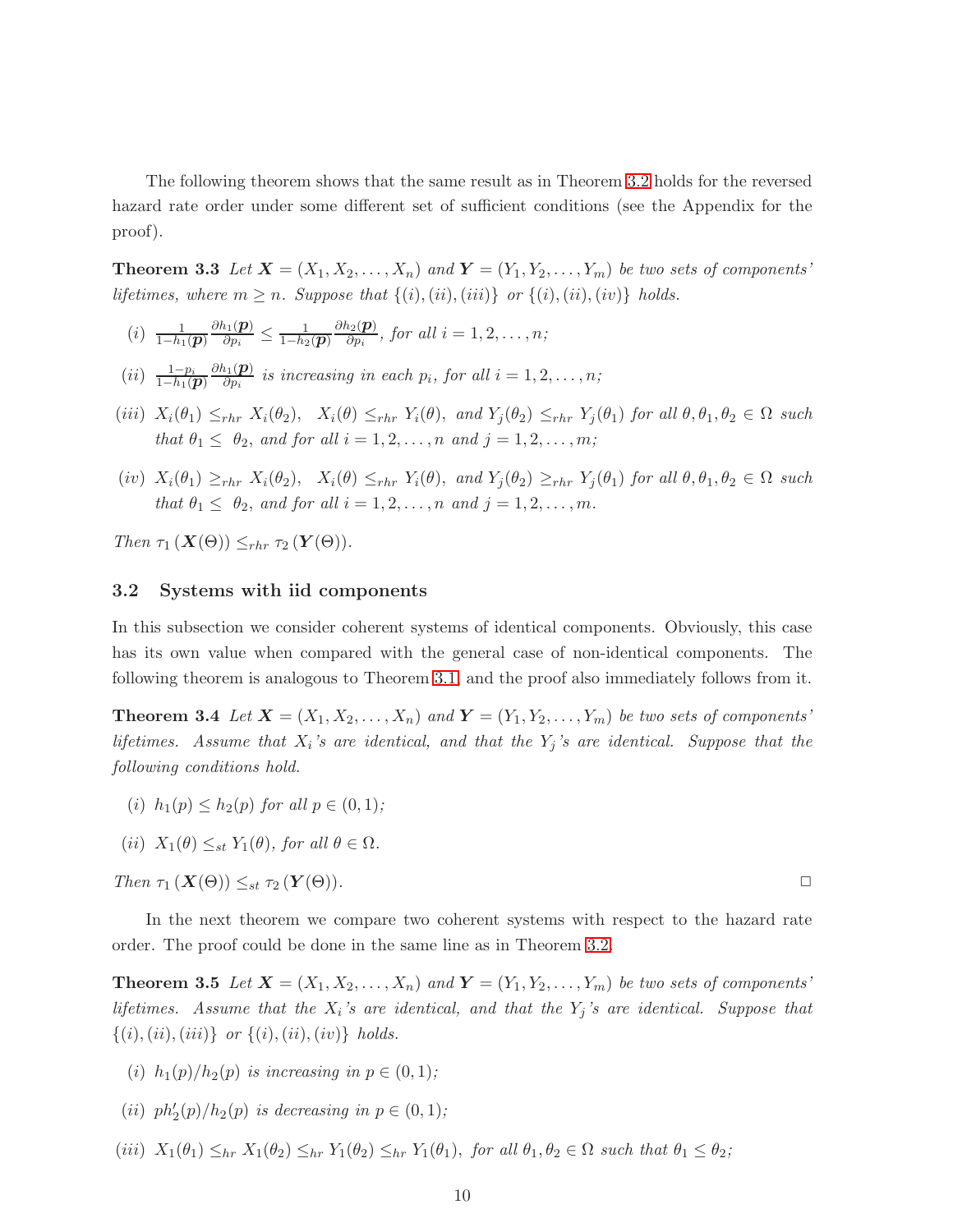The following theorem shows that the same result as in Theorem 3.2 holds for the reversed hazard rate order under some different set of sufficient conditions (see the Appendix for the proof).

**Theorem 3.3** *Let $\boldsymbol{X} = (X_1, X_2, \ldots, X_n)$ and $\boldsymbol{Y} = (Y_1, Y_2, \ldots, Y_m)$ be two sets of components' lifetimes, where $m \geq n$. Suppose that $\{(i), (ii), (iii)\}$ or $\{(i), (ii), (iv)\}$ holds.*

- *(i)* $\frac{1}{1-h_1(\boldsymbol{p})}\frac{\partial h_1(\boldsymbol{p})}{\partial p_i} \leq \frac{1}{1-h_2(\boldsymbol{p})}\frac{\partial h_2(\boldsymbol{p})}{\partial p_i}$*, for all $i = 1, 2, \ldots, n$;*

- *(ii)* $\frac{1-p_i}{1-h_1(\boldsymbol{p})}\frac{\partial h_1(\boldsymbol{p})}{\partial p_i}$ *is increasing in each $p_i$, for all $i = 1, 2, \ldots, n$;*

- *(iii)* $X_i(\theta_1) \leq_{rhr} X_i(\theta_2)$, $X_i(\theta) \leq_{rhr} Y_i(\theta)$, *and* $Y_j(\theta_2) \leq_{rhr} Y_j(\theta_1)$ *for all $\theta, \theta_1, \theta_2 \in \Omega$ such that $\theta_1 \leq \theta_2$, and for all $i = 1, 2, \ldots, n$ and $j = 1, 2, \ldots, m$;*

- *(iv)* $X_i(\theta_1) \geq_{rhr} X_i(\theta_2)$, $X_i(\theta) \leq_{rhr} Y_i(\theta)$, *and* $Y_j(\theta_2) \geq_{rhr} Y_j(\theta_1)$ *for all $\theta, \theta_1, \theta_2 \in \Omega$ such that $\theta_1 \leq \theta_2$, and for all $i = 1, 2, \ldots, n$ and $j = 1, 2, \ldots, m$.*

*Then* $\tau_1(\boldsymbol{X}(\Theta)) \leq_{rhr} \tau_2(\boldsymbol{Y}(\Theta))$.

### 3.2 Systems with iid components

In this subsection we consider coherent systems of identical components. Obviously, this case has its own value when compared with the general case of non-identical components. The following theorem is analogous to Theorem 3.1 and the proof also immediately follows from it.

**Theorem 3.4** *Let $\boldsymbol{X} = (X_1, X_2, \ldots, X_n)$ and $\boldsymbol{Y} = (Y_1, Y_2, \ldots, Y_m)$ be two sets of components' lifetimes. Assume that $X_i$'s are identical, and that the $Y_j$'s are identical. Suppose that the following conditions hold.*

- *(i)* $h_1(p) \leq h_2(p)$ *for all $p \in (0, 1)$;*

- *(ii)* $X_1(\theta) \leq_{st} Y_1(\theta)$*, for all $\theta \in \Omega$.*

*Then* $\tau_1(\boldsymbol{X}(\Theta)) \leq_{st} \tau_2(\boldsymbol{Y}(\Theta))$. □

In the next theorem we compare two coherent systems with respect to the hazard rate order. The proof could be done in the same line as in Theorem 3.2.

**Theorem 3.5** *Let $\boldsymbol{X} = (X_1, X_2, \ldots, X_n)$ and $\boldsymbol{Y} = (Y_1, Y_2, \ldots, Y_m)$ be two sets of components' lifetimes. Assume that the $X_i$'s are identical, and that the $Y_j$'s are identical. Suppose that $\{(i), (ii), (iii)\}$ or $\{(i), (ii), (iv)\}$ holds.*

- *(i)* $h_1(p)/h_2(p)$ *is increasing in $p \in (0, 1)$;*

- *(ii)* $ph_2'(p)/h_2(p)$ *is decreasing in $p \in (0, 1)$;*

- *(iii)* $X_1(\theta_1) \leq_{hr} X_1(\theta_2) \leq_{hr} Y_1(\theta_2) \leq_{hr} Y_1(\theta_1)$*, for all $\theta_1, \theta_2 \in \Omega$ such that $\theta_1 \leq \theta_2$;*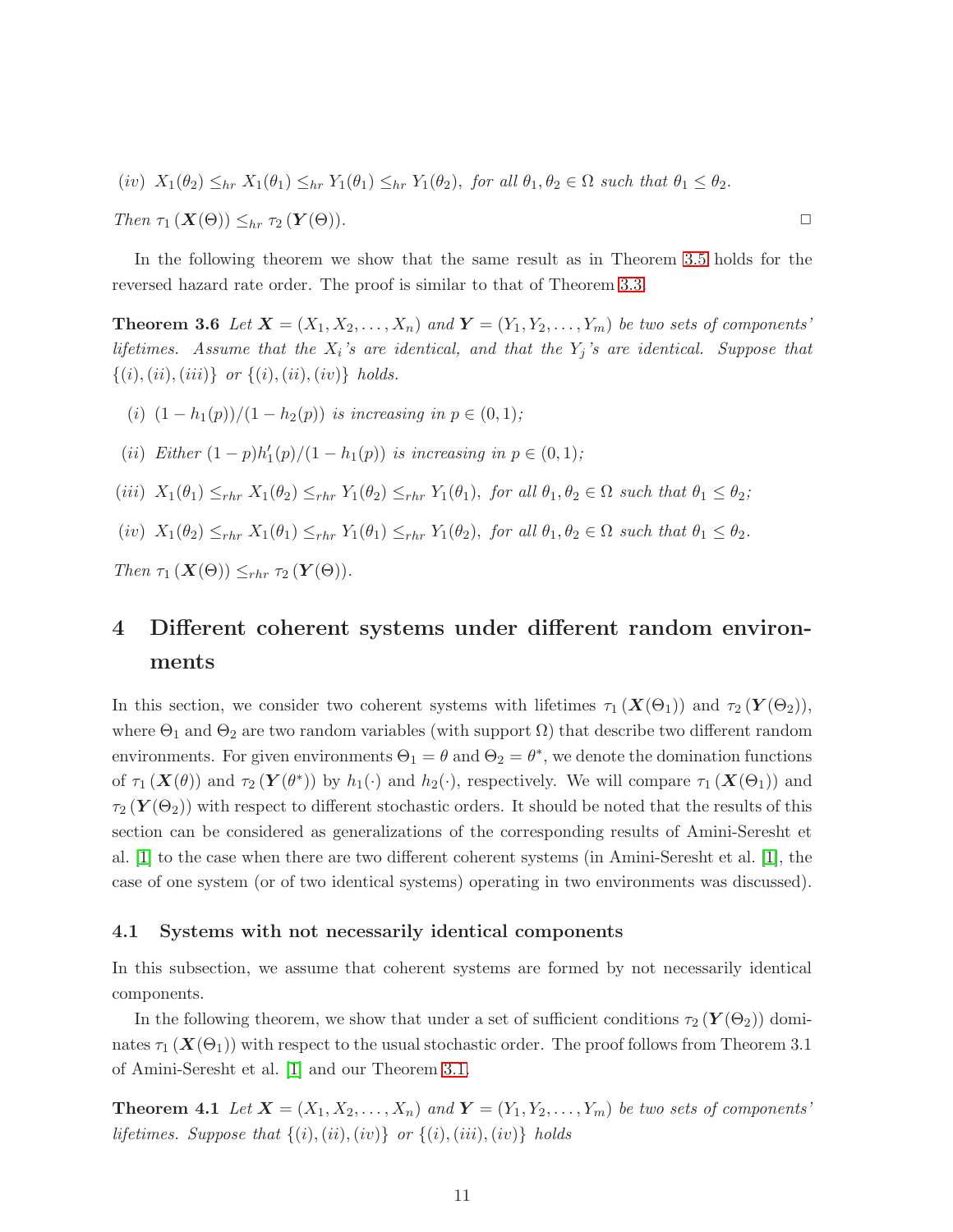(iv) $X_1(\theta_2) \leq_{hr} X_1(\theta_1) \leq_{hr} Y_1(\theta_1) \leq_{hr} Y_1(\theta_2)$, *for all* $\theta_1, \theta_2 \in \Omega$ *such that* $\theta_1 \leq \theta_2$.

*Then* $\tau_1(\boldsymbol{X}(\Theta)) \leq_{hr} \tau_2(\boldsymbol{Y}(\Theta))$. □

In the following theorem we show that the same result as in Theorem 3.5 holds for the reversed hazard rate order. The proof is similar to that of Theorem 3.3.

**Theorem 3.6** *Let* $\boldsymbol{X} = (X_1, X_2, \ldots, X_n)$ *and* $\boldsymbol{Y} = (Y_1, Y_2, \ldots, Y_m)$ *be two sets of components' lifetimes. Assume that the* $X_i$*'s are identical, and that the* $Y_j$*'s are identical. Suppose that* $\{(i), (ii), (iii)\}$ *or* $\{(i), (ii), (iv)\}$ *holds.*

(i) $(1 - h_1(p))/(1 - h_2(p))$ *is increasing in* $p \in (0, 1)$;

(ii) *Either* $(1 - p)h_1'(p)/(1 - h_1(p))$ *is increasing in* $p \in (0, 1)$;

(iii) $X_1(\theta_1) \leq_{rhr} X_1(\theta_2) \leq_{rhr} Y_1(\theta_2) \leq_{rhr} Y_1(\theta_1)$, *for all* $\theta_1, \theta_2 \in \Omega$ *such that* $\theta_1 \leq \theta_2$;

(iv) $X_1(\theta_2) \leq_{rhr} X_1(\theta_1) \leq_{rhr} Y_1(\theta_1) \leq_{rhr} Y_1(\theta_2)$, *for all* $\theta_1, \theta_2 \in \Omega$ *such that* $\theta_1 \leq \theta_2$.

*Then* $\tau_1(\boldsymbol{X}(\Theta)) \leq_{rhr} \tau_2(\boldsymbol{Y}(\Theta))$.

# 4 Different coherent systems under different random environments

In this section, we consider two coherent systems with lifetimes $\tau_1(\boldsymbol{X}(\Theta_1))$ and $\tau_2(\boldsymbol{Y}(\Theta_2))$, where $\Theta_1$ and $\Theta_2$ are two random variables (with support $\Omega$) that describe two different random environments. For given environments $\Theta_1 = \theta$ and $\Theta_2 = \theta^*$, we denote the domination functions of $\tau_1(\boldsymbol{X}(\theta))$ and $\tau_2(\boldsymbol{Y}(\theta^*))$ by $h_1(\cdot)$ and $h_2(\cdot)$, respectively. We will compare $\tau_1(\boldsymbol{X}(\Theta_1))$ and $\tau_2(\boldsymbol{Y}(\Theta_2))$ with respect to different stochastic orders. It should be noted that the results of this section can be considered as generalizations of the corresponding results of Amini-Seresht et al. [1] to the case when there are two different coherent systems (in Amini-Seresht et al. [1], the case of one system (or of two identical systems) operating in two environments was discussed).

## 4.1 Systems with not necessarily identical components

In this subsection, we assume that coherent systems are formed by not necessarily identical components.

In the following theorem, we show that under a set of sufficient conditions $\tau_2(\boldsymbol{Y}(\Theta_2))$ dominates $\tau_1(\boldsymbol{X}(\Theta_1))$ with respect to the usual stochastic order. The proof follows from Theorem 3.1 of Amini-Seresht et al. [1] and our Theorem 3.1.

**Theorem 4.1** *Let* $\boldsymbol{X} = (X_1, X_2, \ldots, X_n)$ *and* $\boldsymbol{Y} = (Y_1, Y_2, \ldots, Y_m)$ *be two sets of components' lifetimes. Suppose that* $\{(i), (ii), (iv)\}$ *or* $\{(i), (iii), (iv)\}$ *holds*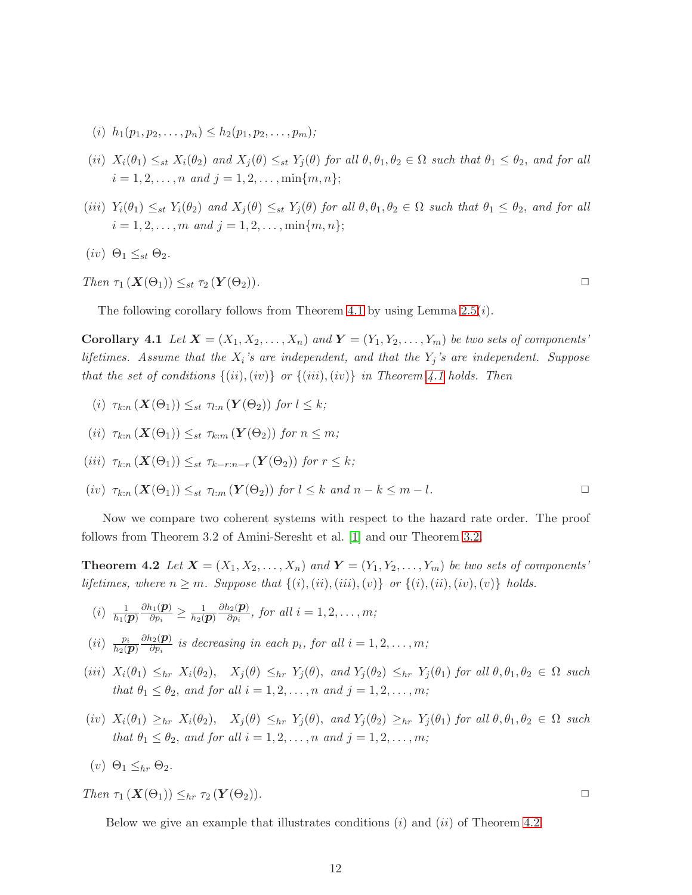(*i*) $h_1(p_1, p_2, \ldots, p_n) \leq h_2(p_1, p_2, \ldots, p_m)$;

(*ii*) $X_i(\theta_1) \leq_{st} X_i(\theta_2)$ and $X_j(\theta) \leq_{st} Y_j(\theta)$ for all $\theta, \theta_1, \theta_2 \in \Omega$ such that $\theta_1 \leq \theta_2$, and for all $i = 1, 2, \ldots, n$ and $j = 1, 2, \ldots, \min\{m, n\}$;

(*iii*) $Y_i(\theta_1) \leq_{st} Y_i(\theta_2)$ and $X_j(\theta) \leq_{st} Y_j(\theta)$ for all $\theta, \theta_1, \theta_2 \in \Omega$ such that $\theta_1 \leq \theta_2$, and for all $i = 1, 2, \ldots, m$ and $j = 1, 2, \ldots, \min\{m, n\}$;

(*iv*) $\Theta_1 \leq_{st} \Theta_2$.

*Then* $\tau_1(\boldsymbol{X}(\Theta_1)) \leq_{st} \tau_2(\boldsymbol{Y}(\Theta_2))$. □

The following corollary follows from Theorem 4.1 by using Lemma 2.5(*i*).

**Corollary 4.1** *Let* $\boldsymbol{X} = (X_1, X_2, \ldots, X_n)$ *and* $\boldsymbol{Y} = (Y_1, Y_2, \ldots, Y_m)$ *be two sets of components' lifetimes. Assume that the* $X_i$*'s are independent, and that the* $Y_j$*'s are independent. Suppose that the set of conditions* $\{(ii), (iv)\}$ *or* $\{(iii), (iv)\}$ *in Theorem 4.1 holds. Then*

(*i*) $\tau_{k:n}(\boldsymbol{X}(\Theta_1)) \leq_{st} \tau_{l:n}(\boldsymbol{Y}(\Theta_2))$ *for* $l \leq k$;

(*ii*) $\tau_{k:n}(\boldsymbol{X}(\Theta_1)) \leq_{st} \tau_{k:m}(\boldsymbol{Y}(\Theta_2))$ *for* $n \leq m$;

(*iii*) $\tau_{k:n}(\boldsymbol{X}(\Theta_1)) \leq_{st} \tau_{k-r:n-r}(\boldsymbol{Y}(\Theta_2))$ *for* $r \leq k$;

(*iv*) $\tau_{k:n}(\boldsymbol{X}(\Theta_1)) \leq_{st} \tau_{l:m}(\boldsymbol{Y}(\Theta_2))$ *for* $l \leq k$ *and* $n - k \leq m - l$. □

Now we compare two coherent systems with respect to the hazard rate order. The proof follows from Theorem 3.2 of Amini-Seresht et al. [1] and our Theorem 3.2.

**Theorem 4.2** *Let* $\boldsymbol{X} = (X_1, X_2, \ldots, X_n)$ *and* $\boldsymbol{Y} = (Y_1, Y_2, \ldots, Y_m)$ *be two sets of components' lifetimes, where* $n \geq m$*. Suppose that* $\{(i), (ii), (iii), (v)\}$ *or* $\{(i), (ii), (iv), (v)\}$ *holds.*

(*i*) $\frac{1}{h_1(\boldsymbol{p})}\frac{\partial h_1(\boldsymbol{p})}{\partial p_i} \geq \frac{1}{h_2(\boldsymbol{p})}\frac{\partial h_2(\boldsymbol{p})}{\partial p_i}$, *for all* $i = 1, 2, \ldots, m$;

(*ii*) $\frac{p_i}{h_2(\boldsymbol{p})}\frac{\partial h_2(\boldsymbol{p})}{\partial p_i}$ *is decreasing in each* $p_i$*, for all* $i = 1, 2, \ldots, m$;

(*iii*) $X_i(\theta_1) \leq_{hr} X_i(\theta_2)$, $X_j(\theta) \leq_{hr} Y_j(\theta)$, *and* $Y_j(\theta_2) \leq_{hr} Y_j(\theta_1)$ *for all* $\theta, \theta_1, \theta_2 \in \Omega$ *such that* $\theta_1 \leq \theta_2$*, and for all* $i = 1, 2, \ldots, n$ *and* $j = 1, 2, \ldots, m$;

(*iv*) $X_i(\theta_1) \geq_{hr} X_i(\theta_2)$, $X_j(\theta) \leq_{hr} Y_j(\theta)$, *and* $Y_j(\theta_2) \geq_{hr} Y_j(\theta_1)$ *for all* $\theta, \theta_1, \theta_2 \in \Omega$ *such that* $\theta_1 \leq \theta_2$*, and for all* $i = 1, 2, \ldots, n$ *and* $j = 1, 2, \ldots, m$;

(*v*) $\Theta_1 \leq_{hr} \Theta_2$.

*Then* $\tau_1(\boldsymbol{X}(\Theta_1)) \leq_{hr} \tau_2(\boldsymbol{Y}(\Theta_2))$. □

Below we give an example that illustrates conditions (*i*) and (*ii*) of Theorem 4.2.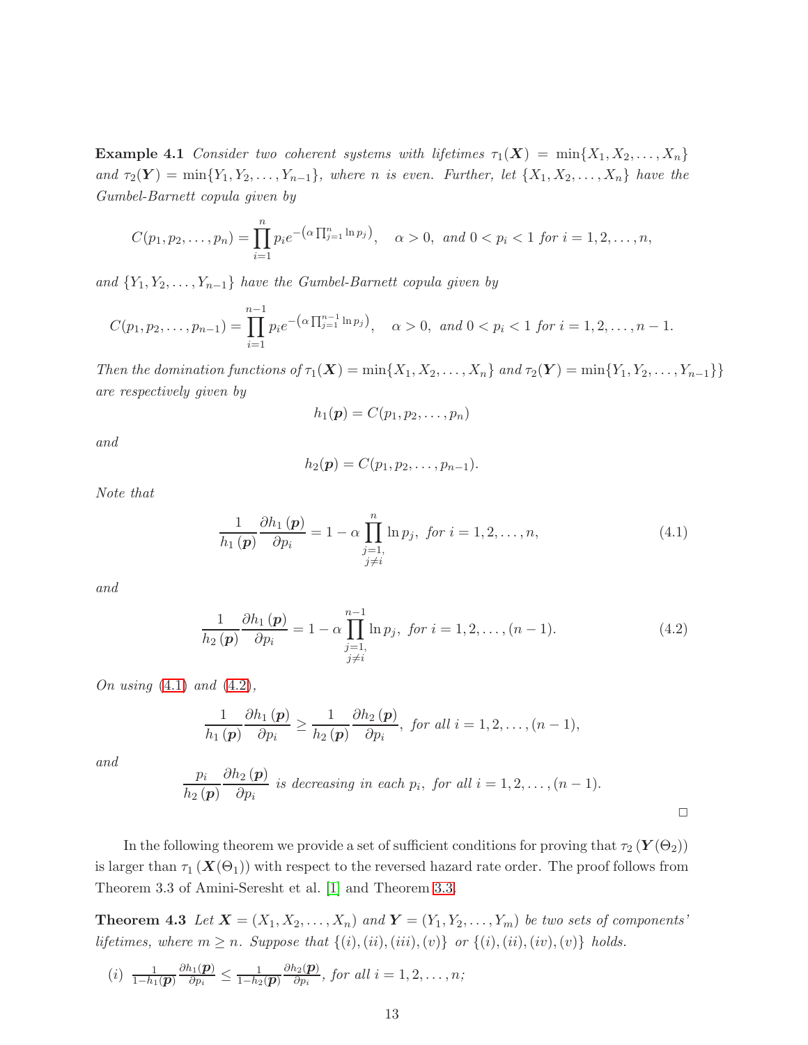**Example 4.1** *Consider two coherent systems with lifetimes $\tau_1(\boldsymbol{X}) = \min\{X_1, X_2, \ldots, X_n\}$ and $\tau_2(\boldsymbol{Y}) = \min\{Y_1, Y_2, \ldots, Y_{n-1}\}$, where $n$ is even. Further, let $\{X_1, X_2, \ldots, X_n\}$ have the Gumbel-Barnett copula given by*

$$C(p_1, p_2, \ldots, p_n) = \prod_{i=1}^{n} p_i e^{-\left(\alpha \prod_{j=1}^{n} \ln p_j\right)}, \quad \alpha > 0, \text{ and } 0 < p_i < 1 \text{ for } i = 1, 2, \ldots, n,$$

*and $\{Y_1, Y_2, \ldots, Y_{n-1}\}$ have the Gumbel-Barnett copula given by*

$$C(p_1, p_2, \ldots, p_{n-1}) = \prod_{i=1}^{n-1} p_i e^{-\left(\alpha \prod_{j=1}^{n-1} \ln p_j\right)}, \quad \alpha > 0, \text{ and } 0 < p_i < 1 \text{ for } i = 1, 2, \ldots, n-1.$$

*Then the domination functions of $\tau_1(\boldsymbol{X}) = \min\{X_1, X_2, \ldots, X_n\}$ and $\tau_2(\boldsymbol{Y}) = \min\{Y_1, Y_2, \ldots, Y_{n-1}\}\}$ are respectively given by*

$$h_1(\boldsymbol{p}) = C(p_1, p_2, \ldots, p_n)$$

*and*

$$h_2(\boldsymbol{p}) = C(p_1, p_2, \ldots, p_{n-1}).$$

*Note that*

$$\frac{1}{h_1(\boldsymbol{p})} \frac{\partial h_1(\boldsymbol{p})}{\partial p_i} = 1 - \alpha \prod_{\substack{j=1,\\ j \neq i}}^{n} \ln p_j, \text{ for } i = 1, 2, \ldots, n, \tag{4.1}$$

*and*

$$\frac{1}{h_2(\boldsymbol{p})} \frac{\partial h_1(\boldsymbol{p})}{\partial p_i} = 1 - \alpha \prod_{\substack{j=1,\\ j \neq i}}^{n-1} \ln p_j, \text{ for } i = 1, 2, \ldots, (n-1). \tag{4.2}$$

*On using (4.1) and (4.2),*

$$\frac{1}{h_1(\boldsymbol{p})} \frac{\partial h_1(\boldsymbol{p})}{\partial p_i} \geq \frac{1}{h_2(\boldsymbol{p})} \frac{\partial h_2(\boldsymbol{p})}{\partial p_i}, \text{ for all } i = 1, 2, \ldots, (n-1),$$

*and*

$$\frac{p_i}{h_2(\boldsymbol{p})} \frac{\partial h_2(\boldsymbol{p})}{\partial p_i} \text{ is decreasing in each } p_i, \text{ for all } i = 1, 2, \ldots, (n-1).$$

□

In the following theorem we provide a set of sufficient conditions for proving that $\tau_2(\boldsymbol{Y}(\Theta_2))$ is larger than $\tau_1(\boldsymbol{X}(\Theta_1))$ with respect to the reversed hazard rate order. The proof follows from Theorem 3.3 of Amini-Seresht et al. [1] and Theorem 3.3.

**Theorem 4.3** *Let $\boldsymbol{X} = (X_1, X_2, \ldots, X_n)$ and $\boldsymbol{Y} = (Y_1, Y_2, \ldots, Y_m)$ be two sets of components' lifetimes, where $m \geq n$. Suppose that $\{(i), (ii), (iii), (v)\}$ or $\{(i), (ii), (iv), (v)\}$ holds.*

*(i)* $\frac{1}{1-h_1(\boldsymbol{p})} \frac{\partial h_1(\boldsymbol{p})}{\partial p_i} \leq \frac{1}{1-h_2(\boldsymbol{p})} \frac{\partial h_2(\boldsymbol{p})}{\partial p_i}$*, for all $i = 1, 2, \ldots, n$;*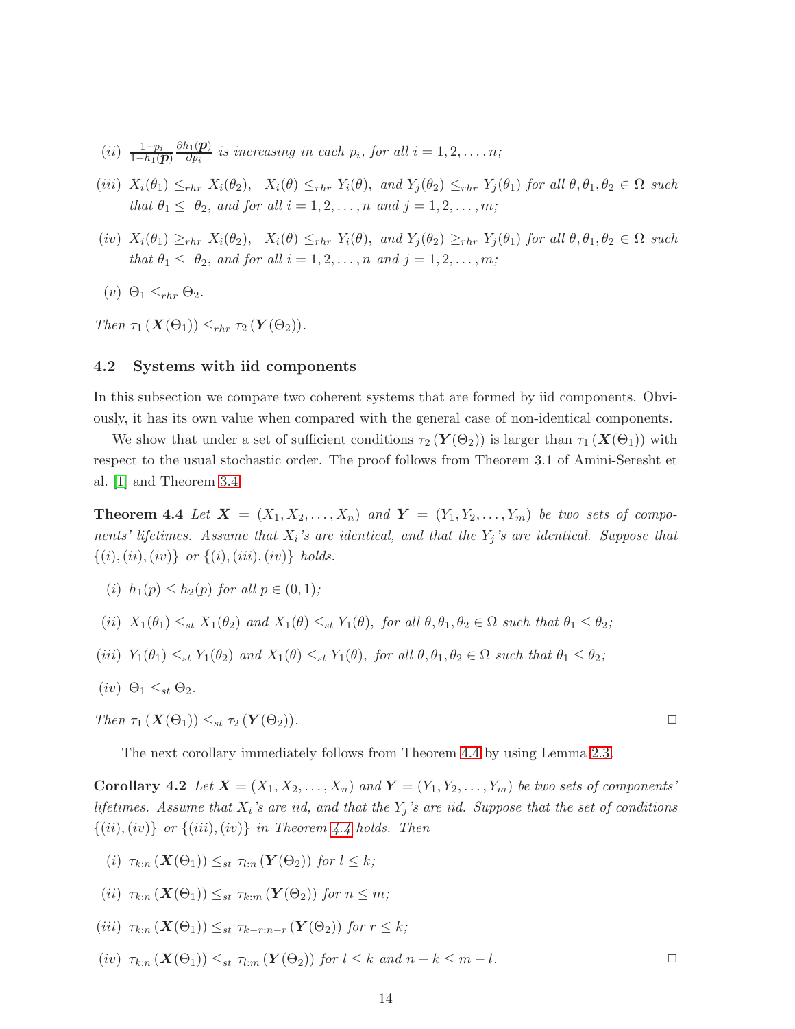(ii) $\frac{1-p_i}{1-h_1(\boldsymbol{p})} \frac{\partial h_1(\boldsymbol{p})}{\partial p_i}$ *is increasing in each* $p_i$*, for all* $i = 1, 2, \ldots, n$*;*

(iii) $X_i(\theta_1) \leq_{rhr} X_i(\theta_2)$*,* $X_i(\theta) \leq_{rhr} Y_i(\theta)$*, and* $Y_j(\theta_2) \leq_{rhr} Y_j(\theta_1)$ *for all* $\theta, \theta_1, \theta_2 \in \Omega$ *such that* $\theta_1 \leq \theta_2$*, and for all* $i = 1, 2, \ldots, n$ *and* $j = 1, 2, \ldots, m$*;*

(iv) $X_i(\theta_1) \geq_{rhr} X_i(\theta_2)$*,* $X_i(\theta) \leq_{rhr} Y_i(\theta)$*, and* $Y_j(\theta_2) \geq_{rhr} Y_j(\theta_1)$ *for all* $\theta, \theta_1, \theta_2 \in \Omega$ *such that* $\theta_1 \leq \theta_2$*, and for all* $i = 1, 2, \ldots, n$ *and* $j = 1, 2, \ldots, m$*;*

(v) $\Theta_1 \leq_{rhr} \Theta_2$*.*

*Then* $\tau_1(\boldsymbol{X}(\Theta_1)) \leq_{rhr} \tau_2(\boldsymbol{Y}(\Theta_2))$*.*

### 4.2 Systems with iid components

In this subsection we compare two coherent systems that are formed by iid components. Obviously, it has its own value when compared with the general case of non-identical components.

We show that under a set of sufficient conditions $\tau_2(\boldsymbol{Y}(\Theta_2))$ is larger than $\tau_1(\boldsymbol{X}(\Theta_1))$ with respect to the usual stochastic order. The proof follows from Theorem 3.1 of Amini-Seresht et al. [1] and Theorem 3.4.

**Theorem 4.4** *Let* $\boldsymbol{X} = (X_1, X_2, \ldots, X_n)$ *and* $\boldsymbol{Y} = (Y_1, Y_2, \ldots, Y_m)$ *be two sets of components' lifetimes. Assume that* $X_i$*'s are identical, and that the* $Y_j$*'s are identical. Suppose that* $\{(i), (ii), (iv)\}$ *or* $\{(i), (iii), (iv)\}$ *holds.*

(i) $h_1(p) \leq h_2(p)$ *for all* $p \in (0, 1)$*;*

(ii) $X_1(\theta_1) \leq_{st} X_1(\theta_2)$ *and* $X_1(\theta) \leq_{st} Y_1(\theta)$*, for all* $\theta, \theta_1, \theta_2 \in \Omega$ *such that* $\theta_1 \leq \theta_2$*;*

(iii) $Y_1(\theta_1) \leq_{st} Y_1(\theta_2)$ *and* $X_1(\theta) \leq_{st} Y_1(\theta)$*, for all* $\theta, \theta_1, \theta_2 \in \Omega$ *such that* $\theta_1 \leq \theta_2$*;*

(iv) $\Theta_1 \leq_{st} \Theta_2$*.*

*Then* $\tau_1(\boldsymbol{X}(\Theta_1)) \leq_{st} \tau_2(\boldsymbol{Y}(\Theta_2))$*.* □

The next corollary immediately follows from Theorem 4.4 by using Lemma 2.3.

**Corollary 4.2** *Let* $\boldsymbol{X} = (X_1, X_2, \ldots, X_n)$ *and* $\boldsymbol{Y} = (Y_1, Y_2, \ldots, Y_m)$ *be two sets of components' lifetimes. Assume that* $X_i$*'s are iid, and that the* $Y_j$*'s are iid. Suppose that the set of conditions* $\{(ii), (iv)\}$ *or* $\{(iii), (iv)\}$ *in Theorem 4.4 holds. Then*

(i) $\tau_{k:n}(\boldsymbol{X}(\Theta_1)) \leq_{st} \tau_{l:n}(\boldsymbol{Y}(\Theta_2))$ *for* $l \leq k$*;*

(ii) $\tau_{k:n}(\boldsymbol{X}(\Theta_1)) \leq_{st} \tau_{k:m}(\boldsymbol{Y}(\Theta_2))$ *for* $n \leq m$*;*

(iii) $\tau_{k:n}(\boldsymbol{X}(\Theta_1)) \leq_{st} \tau_{k-r:n-r}(\boldsymbol{Y}(\Theta_2))$ *for* $r \leq k$*;*

(iv) $\tau_{k:n}(\boldsymbol{X}(\Theta_1)) \leq_{st} \tau_{l:m}(\boldsymbol{Y}(\Theta_2))$ *for* $l \leq k$ *and* $n - k \leq m - l$*.* □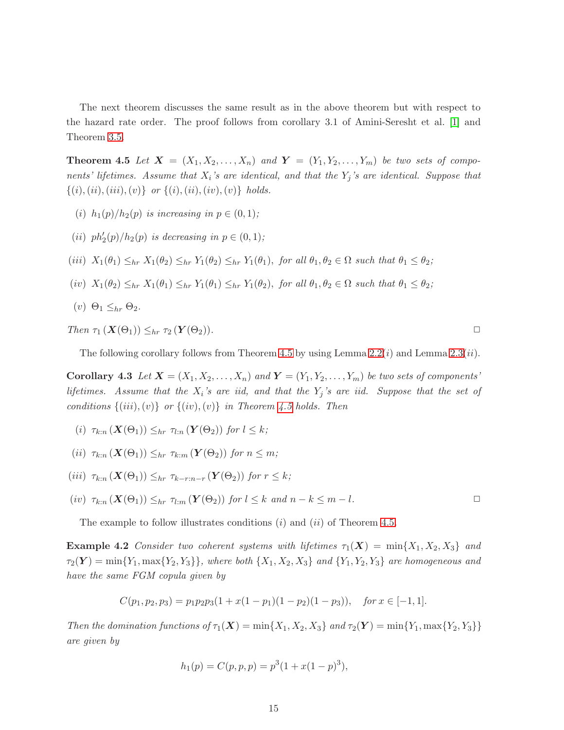The next theorem discusses the same result as in the above theorem but with respect to the hazard rate order. The proof follows from corollary 3.1 of Amini-Seresht et al. [1] and Theorem 3.5.

**Theorem 4.5** *Let $\boldsymbol{X} = (X_1, X_2, \ldots, X_n)$ and $\boldsymbol{Y} = (Y_1, Y_2, \ldots, Y_m)$ be two sets of components' lifetimes. Assume that $X_i$'s are identical, and that the $Y_j$'s are identical. Suppose that $\{(i), (ii), (iii), (v)\}$ or $\{(i), (ii), (iv), (v)\}$ holds.*

*(i) $h_1(p)/h_2(p)$ is increasing in $p \in (0, 1)$;*

*(ii) $ph_2'(p)/h_2(p)$ is decreasing in $p \in (0, 1)$;*

*(iii) $X_1(\theta_1) \leq_{hr} X_1(\theta_2) \leq_{hr} Y_1(\theta_2) \leq_{hr} Y_1(\theta_1)$, for all $\theta_1, \theta_2 \in \Omega$ such that $\theta_1 \leq \theta_2$;*

*(iv) $X_1(\theta_2) \leq_{hr} X_1(\theta_1) \leq_{hr} Y_1(\theta_1) \leq_{hr} Y_1(\theta_2)$, for all $\theta_1, \theta_2 \in \Omega$ such that $\theta_1 \leq \theta_2$;*

*(v) $\Theta_1 \leq_{hr} \Theta_2$.*

*Then $\tau_1 (\boldsymbol{X}(\Theta_1)) \leq_{hr} \tau_2 (\boldsymbol{Y}(\Theta_2))$.* □

The following corollary follows from Theorem 4.5 by using Lemma 2.2$(i)$ and Lemma 2.3$(ii)$.

**Corollary 4.3** *Let $\boldsymbol{X} = (X_1, X_2, \ldots, X_n)$ and $\boldsymbol{Y} = (Y_1, Y_2, \ldots, Y_m)$ be two sets of components' lifetimes. Assume that the $X_i$'s are iid, and that the $Y_j$'s are iid. Suppose that the set of conditions $\{(iii), (v)\}$ or $\{(iv), (v)\}$ in Theorem 4.5 holds. Then*

*(i) $\tau_{k:n} (\boldsymbol{X}(\Theta_1)) \leq_{hr} \tau_{l:n} (\boldsymbol{Y}(\Theta_2))$ for $l \leq k$;*

*(ii) $\tau_{k:n} (\boldsymbol{X}(\Theta_1)) \leq_{hr} \tau_{k:m} (\boldsymbol{Y}(\Theta_2))$ for $n \leq m$;*

*(iii) $\tau_{k:n} (\boldsymbol{X}(\Theta_1)) \leq_{hr} \tau_{k-r:n-r} (\boldsymbol{Y}(\Theta_2))$ for $r \leq k$;*

*(iv) $\tau_{k:n} (\boldsymbol{X}(\Theta_1)) \leq_{hr} \tau_{l:m} (\boldsymbol{Y}(\Theta_2))$ for $l \leq k$ and $n - k \leq m - l$.* □

The example to follow illustrates conditions $(i)$ and $(ii)$ of Theorem 4.5.

**Example 4.2** *Consider two coherent systems with lifetimes $\tau_1(\boldsymbol{X}) = \min\{X_1, X_2, X_3\}$ and $\tau_2(\boldsymbol{Y}) = \min\{Y_1, \max\{Y_2, Y_3\}\}$, where both $\{X_1, X_2, X_3\}$ and $\{Y_1, Y_2, Y_3\}$ are homogeneous and have the same FGM copula given by*

$$C(p_1, p_2, p_3) = p_1p_2p_3(1 + x(1 - p_1)(1 - p_2)(1 - p_3)), \quad \text{for } x \in [-1, 1].$$

*Then the domination functions of $\tau_1(\boldsymbol{X}) = \min\{X_1, X_2, X_3\}$ and $\tau_2(\boldsymbol{Y}) = \min\{Y_1, \max\{Y_2, Y_3\}\}$ are given by*

$$h_1(p) = C(p, p, p) = p^3(1 + x(1 - p)^3),$$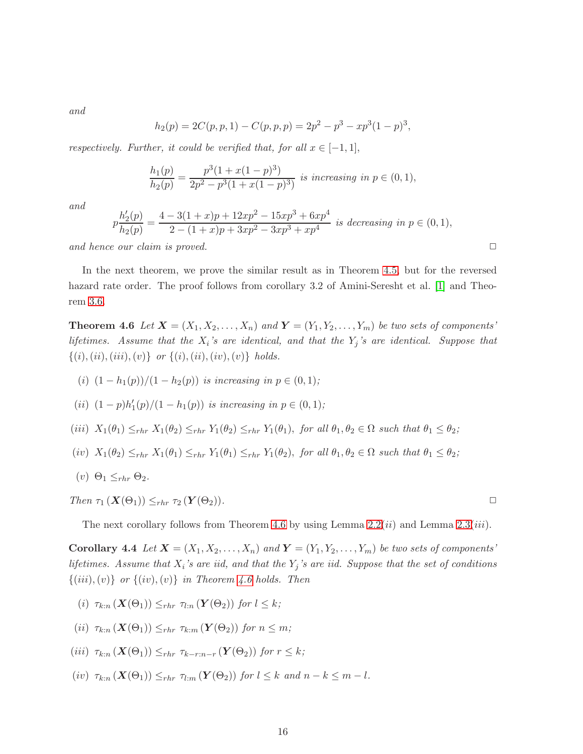*and*

$$h_2(p) = 2C(p,p,1) - C(p,p,p) = 2p^2 - p^3 - xp^3(1-p)^3,$$

*respectively. Further, it could be verified that, for all $x \in [-1,1]$,*

$$\frac{h_1(p)}{h_2(p)} = \frac{p^3(1+x(1-p)^3)}{2p^2 - p^3(1+x(1-p)^3)} \text{ is increasing in } p \in (0,1),$$

*and*

$$p\frac{h_2'(p)}{h_2(p)} = \frac{4 - 3(1+x)p + 12xp^2 - 15xp^3 + 6xp^4}{2 - (1+x)p + 3xp^2 - 3xp^3 + xp^4} \text{ is decreasing in } p \in (0,1),$$

*and hence our claim is proved.* □

In the next theorem, we prove the similar result as in Theorem 4.5, but for the reversed hazard rate order. The proof follows from corollary 3.2 of Amini-Seresht et al. [1] and Theorem 3.6.

**Theorem 4.6** *Let $\boldsymbol{X} = (X_1, X_2, \ldots, X_n)$ and $\boldsymbol{Y} = (Y_1, Y_2, \ldots, Y_m)$ be two sets of components' lifetimes. Assume that the $X_i$'s are identical, and that the $Y_j$'s are identical. Suppose that $\{(i),(ii),(iii),(v)\}$ or $\{(i),(ii),(iv),(v)\}$ holds.*

- (i) *$(1-h_1(p))/(1-h_2(p))$ is increasing in $p \in (0,1)$;*
- (ii) *$(1-p)h_1'(p)/(1-h_1(p))$ is increasing in $p \in (0,1)$;*
- (iii) *$X_1(\theta_1) \le_{rhr} X_1(\theta_2) \le_{rhr} Y_1(\theta_2) \le_{rhr} Y_1(\theta_1)$, for all $\theta_1, \theta_2 \in \Omega$ such that $\theta_1 \le \theta_2$;*
- (iv) *$X_1(\theta_2) \le_{rhr} X_1(\theta_1) \le_{rhr} Y_1(\theta_1) \le_{rhr} Y_1(\theta_2)$, for all $\theta_1, \theta_2 \in \Omega$ such that $\theta_1 \le \theta_2$;*
- (v) *$\Theta_1 \le_{rhr} \Theta_2$.*

*Then $\tau_1(\boldsymbol{X}(\Theta_1)) \le_{rhr} \tau_2(\boldsymbol{Y}(\Theta_2))$.* □

The next corollary follows from Theorem 4.6 by using Lemma 2.2$(ii)$ and Lemma 2.3$(iii)$.

**Corollary 4.4** *Let $\boldsymbol{X} = (X_1, X_2, \ldots, X_n)$ and $\boldsymbol{Y} = (Y_1, Y_2, \ldots, Y_m)$ be two sets of components' lifetimes. Assume that $X_i$'s are iid, and that the $Y_j$'s are iid. Suppose that the set of conditions $\{(iii),(v)\}$ or $\{(iv),(v)\}$ in Theorem 4.6 holds. Then*

- (i) *$\tau_{k:n}(\boldsymbol{X}(\Theta_1)) \le_{rhr} \tau_{l:n}(\boldsymbol{Y}(\Theta_2))$ for $l \le k$;*
- (ii) *$\tau_{k:n}(\boldsymbol{X}(\Theta_1)) \le_{rhr} \tau_{k:m}(\boldsymbol{Y}(\Theta_2))$ for $n \le m$;*
- (iii) *$\tau_{k:n}(\boldsymbol{X}(\Theta_1)) \le_{rhr} \tau_{k-r:n-r}(\boldsymbol{Y}(\Theta_2))$ for $r \le k$;*
- (iv) *$\tau_{k:n}(\boldsymbol{X}(\Theta_1)) \le_{rhr} \tau_{l:m}(\boldsymbol{Y}(\Theta_2))$ for $l \le k$ and $n-k \le m-l$.*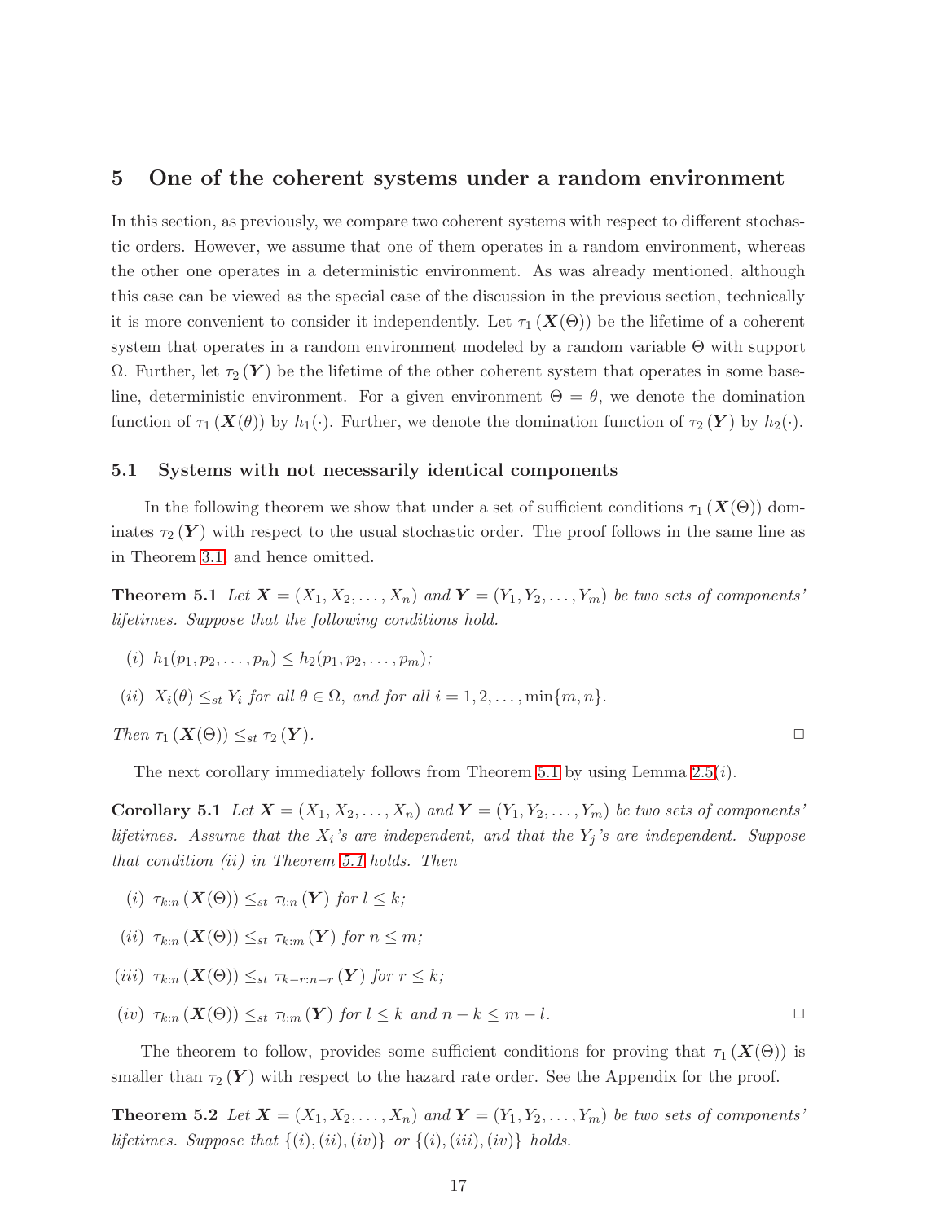## 5 One of the coherent systems under a random environment

In this section, as previously, we compare two coherent systems with respect to different stochastic orders. However, we assume that one of them operates in a random environment, whereas the other one operates in a deterministic environment. As was already mentioned, although this case can be viewed as the special case of the discussion in the previous section, technically it is more convenient to consider it independently. Let $\tau_1(\boldsymbol{X}(\Theta))$ be the lifetime of a coherent system that operates in a random environment modeled by a random variable $\Theta$ with support $\Omega$. Further, let $\tau_2(\boldsymbol{Y})$ be the lifetime of the other coherent system that operates in some baseline, deterministic environment. For a given environment $\Theta = \theta$, we denote the domination function of $\tau_1(\boldsymbol{X}(\theta))$ by $h_1(\cdot)$. Further, we denote the domination function of $\tau_2(\boldsymbol{Y})$ by $h_2(\cdot)$.

### 5.1 Systems with not necessarily identical components

In the following theorem we show that under a set of sufficient conditions $\tau_1(\boldsymbol{X}(\Theta))$ dominates $\tau_2(\boldsymbol{Y})$ with respect to the usual stochastic order. The proof follows in the same line as in Theorem 3.1, and hence omitted.

**Theorem 5.1** *Let $\boldsymbol{X} = (X_1, X_2, \ldots, X_n)$ and $\boldsymbol{Y} = (Y_1, Y_2, \ldots, Y_m)$ be two sets of components' lifetimes. Suppose that the following conditions hold.*

*(i)* $h_1(p_1, p_2, \ldots, p_n) \leq h_2(p_1, p_2, \ldots, p_m)$;

*(ii)* $X_i(\theta) \leq_{st} Y_i$ *for all* $\theta \in \Omega$, *and for all* $i = 1, 2, \ldots, \min\{m, n\}$.

*Then* $\tau_1(\boldsymbol{X}(\Theta)) \leq_{st} \tau_2(\boldsymbol{Y})$. □

The next corollary immediately follows from Theorem 5.1 by using Lemma 2.5$(i)$.

**Corollary 5.1** *Let $\boldsymbol{X} = (X_1, X_2, \ldots, X_n)$ and $\boldsymbol{Y} = (Y_1, Y_2, \ldots, Y_m)$ be two sets of components' lifetimes. Assume that the $X_i$'s are independent, and that the $Y_j$'s are independent. Suppose that condition (ii) in Theorem 5.1 holds. Then*

*(i)* $\tau_{k:n}(\boldsymbol{X}(\Theta)) \leq_{st} \tau_{l:n}(\boldsymbol{Y})$ *for* $l \leq k$;

*(ii)* $\tau_{k:n}(\boldsymbol{X}(\Theta)) \leq_{st} \tau_{k:m}(\boldsymbol{Y})$ *for* $n \leq m$;

*(iii)* $\tau_{k:n}(\boldsymbol{X}(\Theta)) \leq_{st} \tau_{k-r:n-r}(\boldsymbol{Y})$ *for* $r \leq k$;

*(iv)* $\tau_{k:n}(\boldsymbol{X}(\Theta)) \leq_{st} \tau_{l:m}(\boldsymbol{Y})$ *for* $l \leq k$ *and* $n - k \leq m - l$. □

The theorem to follow, provides some sufficient conditions for proving that $\tau_1(\boldsymbol{X}(\Theta))$ is smaller than $\tau_2(\boldsymbol{Y})$ with respect to the hazard rate order. See the Appendix for the proof.

**Theorem 5.2** *Let $\boldsymbol{X} = (X_1, X_2, \ldots, X_n)$ and $\boldsymbol{Y} = (Y_1, Y_2, \ldots, Y_m)$ be two sets of components' lifetimes. Suppose that $\{(i), (ii), (iv)\}$ or $\{(i), (iii), (iv)\}$ holds.*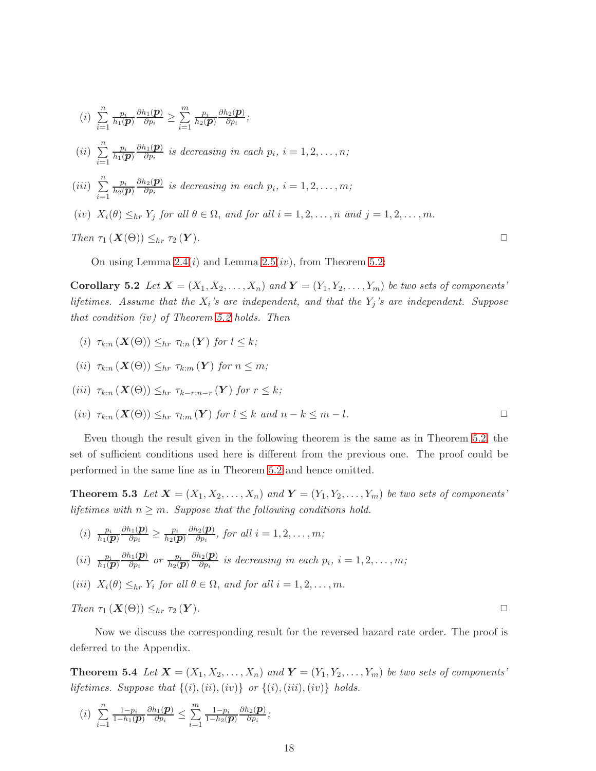(i) $\sum_{i=1}^{n} \frac{p_i}{h_1(\boldsymbol{p})} \frac{\partial h_1(\boldsymbol{p})}{\partial p_i} \geq \sum_{i=1}^{m} \frac{p_i}{h_2(\boldsymbol{p})} \frac{\partial h_2(\boldsymbol{p})}{\partial p_i}$;

(ii) $\sum_{i=1}^{n} \frac{p_i}{h_1(\boldsymbol{p})} \frac{\partial h_1(\boldsymbol{p})}{\partial p_i}$ *is decreasing in each* $p_i$, $i = 1, 2, \ldots, n$;

(iii) $\sum_{i=1}^{n} \frac{p_i}{h_2(\boldsymbol{p})} \frac{\partial h_2(\boldsymbol{p})}{\partial p_i}$ *is decreasing in each* $p_i$, $i = 1, 2, \ldots, m$;

(iv) $X_i(\theta) \leq_{hr} Y_j$ *for all* $\theta \in \Omega$, *and for all* $i = 1, 2, \ldots, n$ *and* $j = 1, 2, \ldots, m$.

*Then* $\tau_1(\boldsymbol{X}(\Theta)) \leq_{hr} \tau_2(\boldsymbol{Y})$. □

On using Lemma 2.4$(i)$ and Lemma 2.5$(iv)$, from Theorem 5.2:

**Corollary 5.2** *Let* $\boldsymbol{X} = (X_1, X_2, \ldots, X_n)$ *and* $\boldsymbol{Y} = (Y_1, Y_2, \ldots, Y_m)$ *be two sets of components' lifetimes. Assume that the* $X_i$*'s are independent, and that the* $Y_j$*'s are independent. Suppose that condition (iv) of Theorem 5.2 holds. Then*

(i) $\tau_{k:n}(\boldsymbol{X}(\Theta)) \leq_{hr} \tau_{l:n}(\boldsymbol{Y})$ *for* $l \leq k$;

(ii) $\tau_{k:n}(\boldsymbol{X}(\Theta)) \leq_{hr} \tau_{k:m}(\boldsymbol{Y})$ *for* $n \leq m$;

(iii) $\tau_{k:n}(\boldsymbol{X}(\Theta)) \leq_{hr} \tau_{k-r:n-r}(\boldsymbol{Y})$ *for* $r \leq k$;

(iv) $\tau_{k:n}(\boldsymbol{X}(\Theta)) \leq_{hr} \tau_{l:m}(\boldsymbol{Y})$ *for* $l \leq k$ *and* $n - k \leq m - l$. □

Even though the result given in the following theorem is the same as in Theorem 5.2, the set of sufficient conditions used here is different from the previous one. The proof could be performed in the same line as in Theorem 5.2 and hence omitted.

**Theorem 5.3** *Let* $\boldsymbol{X} = (X_1, X_2, \ldots, X_n)$ *and* $\boldsymbol{Y} = (Y_1, Y_2, \ldots, Y_m)$ *be two sets of components' lifetimes with* $n \geq m$. *Suppose that the following conditions hold.*

(i) $\frac{p_i}{h_1(\boldsymbol{p})} \frac{\partial h_1(\boldsymbol{p})}{\partial p_i} \geq \frac{p_i}{h_2(\boldsymbol{p})} \frac{\partial h_2(\boldsymbol{p})}{\partial p_i}$, *for all* $i = 1, 2, \ldots, m$;

(ii) $\frac{p_i}{h_1(\boldsymbol{p})} \frac{\partial h_1(\boldsymbol{p})}{\partial p_i}$ *or* $\frac{p_i}{h_2(\boldsymbol{p})} \frac{\partial h_2(\boldsymbol{p})}{\partial p_i}$ *is decreasing in each* $p_i$, $i = 1, 2, \ldots, m$;

(iii) $X_i(\theta) \leq_{hr} Y_i$ *for all* $\theta \in \Omega$, *and for all* $i = 1, 2, \ldots, m$.

*Then* $\tau_1(\boldsymbol{X}(\Theta)) \leq_{hr} \tau_2(\boldsymbol{Y})$. □

Now we discuss the corresponding result for the reversed hazard rate order. The proof is deferred to the Appendix.

**Theorem 5.4** *Let* $\boldsymbol{X} = (X_1, X_2, \ldots, X_n)$ *and* $\boldsymbol{Y} = (Y_1, Y_2, \ldots, Y_m)$ *be two sets of components' lifetimes. Suppose that* $\{(i), (ii), (iv)\}$ *or* $\{(i), (iii), (iv)\}$ *holds.*

(i) $\sum_{i=1}^{n} \frac{1-p_i}{1-h_1(\boldsymbol{p})} \frac{\partial h_1(\boldsymbol{p})}{\partial p_i} \leq \sum_{i=1}^{m} \frac{1-p_i}{1-h_2(\boldsymbol{p})} \frac{\partial h_2(\boldsymbol{p})}{\partial p_i}$;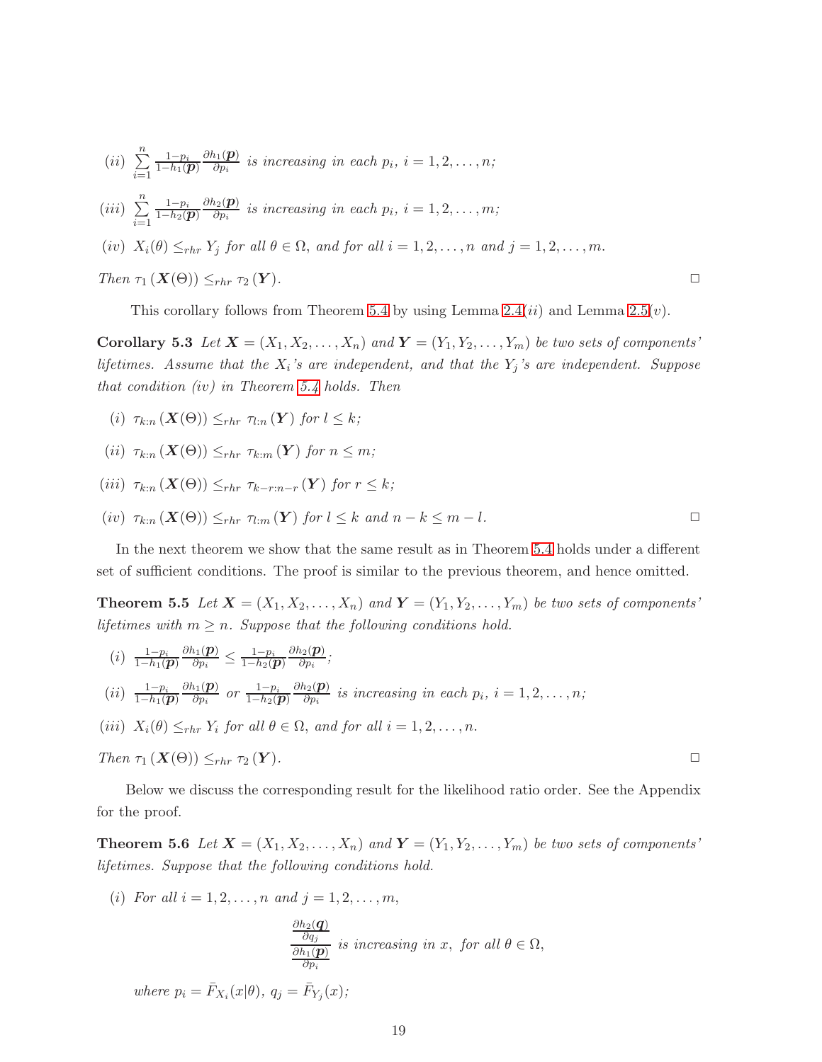(*ii*) $\sum_{i=1}^{n} \frac{1-p_i}{1-h_1(\boldsymbol{p})} \frac{\partial h_1(\boldsymbol{p})}{\partial p_i}$ *is increasing in each* $p_i$, $i = 1, 2, \ldots, n$;

(*iii*) $\sum_{i=1}^{n} \frac{1-p_i}{1-h_2(\boldsymbol{p})} \frac{\partial h_2(\boldsymbol{p})}{\partial p_i}$ *is increasing in each* $p_i$, $i = 1, 2, \ldots, m$;

(*iv*) $X_i(\theta) \leq_{rhr} Y_j$ *for all* $\theta \in \Omega$, *and for all* $i = 1, 2, \ldots, n$ *and* $j = 1, 2, \ldots, m$.

*Then* $\tau_1(\boldsymbol{X}(\Theta)) \leq_{rhr} \tau_2(\boldsymbol{Y})$. □

This corollary follows from Theorem 5.4 by using Lemma 2.4(*ii*) and Lemma 2.5(*v*).

**Corollary 5.3** *Let* $\boldsymbol{X} = (X_1, X_2, \ldots, X_n)$ *and* $\boldsymbol{Y} = (Y_1, Y_2, \ldots, Y_m)$ *be two sets of components' lifetimes. Assume that the* $X_i$*'s are independent, and that the* $Y_j$*'s are independent. Suppose that condition (iv) in Theorem 5.4 holds. Then*

(*i*) $\tau_{k:n}(\boldsymbol{X}(\Theta)) \leq_{rhr} \tau_{l:n}(\boldsymbol{Y})$ *for* $l \leq k$;

(*ii*) $\tau_{k:n}(\boldsymbol{X}(\Theta)) \leq_{rhr} \tau_{k:m}(\boldsymbol{Y})$ *for* $n \leq m$;

(*iii*) $\tau_{k:n}(\boldsymbol{X}(\Theta)) \leq_{rhr} \tau_{k-r:n-r}(\boldsymbol{Y})$ *for* $r \leq k$;

(*iv*) $\tau_{k:n}(\boldsymbol{X}(\Theta)) \leq_{rhr} \tau_{l:m}(\boldsymbol{Y})$ *for* $l \leq k$ *and* $n - k \leq m - l$. □

In the next theorem we show that the same result as in Theorem 5.4 holds under a different set of sufficient conditions. The proof is similar to the previous theorem, and hence omitted.

**Theorem 5.5** *Let* $\boldsymbol{X} = (X_1, X_2, \ldots, X_n)$ *and* $\boldsymbol{Y} = (Y_1, Y_2, \ldots, Y_m)$ *be two sets of components' lifetimes with* $m \geq n$. *Suppose that the following conditions hold.*

(*i*) $\frac{1-p_i}{1-h_1(\boldsymbol{p})} \frac{\partial h_1(\boldsymbol{p})}{\partial p_i} \leq \frac{1-p_i}{1-h_2(\boldsymbol{p})} \frac{\partial h_2(\boldsymbol{p})}{\partial p_i}$;

(*ii*) $\frac{1-p_i}{1-h_1(\boldsymbol{p})} \frac{\partial h_1(\boldsymbol{p})}{\partial p_i}$ *or* $\frac{1-p_i}{1-h_2(\boldsymbol{p})} \frac{\partial h_2(\boldsymbol{p})}{\partial p_i}$ *is increasing in each* $p_i$, $i = 1, 2, \ldots, n$;

(*iii*) $X_i(\theta) \leq_{rhr} Y_i$ *for all* $\theta \in \Omega$, *and for all* $i = 1, 2, \ldots, n$.

*Then* $\tau_1(\boldsymbol{X}(\Theta)) \leq_{rhr} \tau_2(\boldsymbol{Y})$. □

Below we discuss the corresponding result for the likelihood ratio order. See the Appendix for the proof.

**Theorem 5.6** *Let* $\boldsymbol{X} = (X_1, X_2, \ldots, X_n)$ *and* $\boldsymbol{Y} = (Y_1, Y_2, \ldots, Y_m)$ *be two sets of components' lifetimes. Suppose that the following conditions hold.*

(*i*) *For all* $i = 1, 2, \ldots, n$ *and* $j = 1, 2, \ldots, m$,

$$\frac{\frac{\partial h_2(\boldsymbol{q})}{\partial q_j}}{\frac{\partial h_1(\boldsymbol{p})}{\partial p_i}} \text{ is increasing in } x, \text{ for all } \theta \in \Omega,$$

*where* $p_i = \bar{F}_{X_i}(x|\theta)$, $q_j = \bar{F}_{Y_j}(x)$;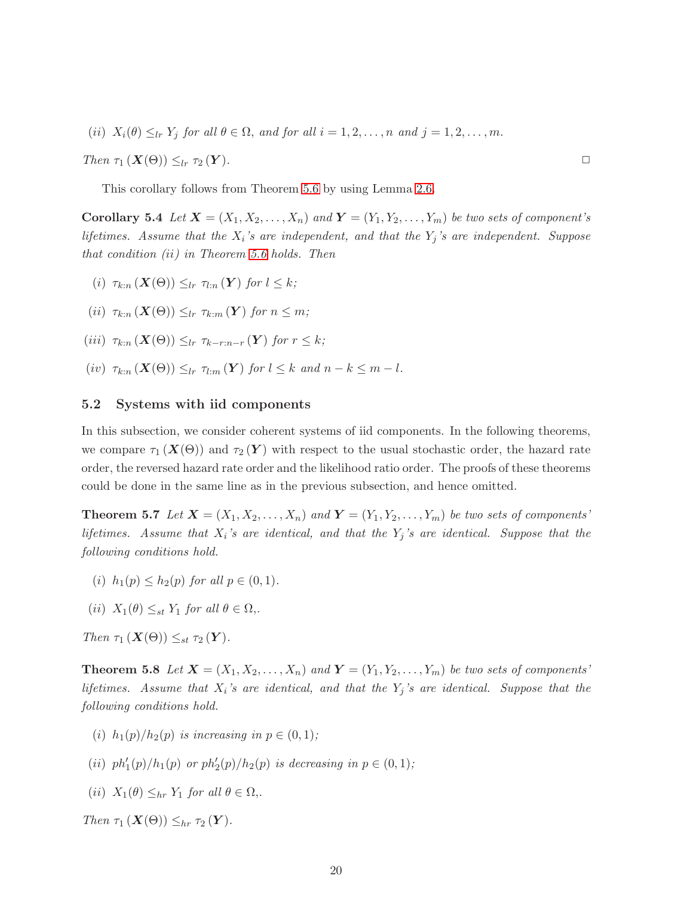(*ii*) $X_i(\theta) \leq_{lr} Y_j$ *for all* $\theta \in \Omega$, *and for all* $i = 1, 2, \ldots, n$ *and* $j = 1, 2, \ldots, m$.

*Then* $\tau_1(\boldsymbol{X}(\Theta)) \leq_{lr} \tau_2(\boldsymbol{Y})$. □

This corollary follows from Theorem 5.6 by using Lemma 2.6.

**Corollary 5.4** *Let* $\boldsymbol{X} = (X_1, X_2, \ldots, X_n)$ *and* $\boldsymbol{Y} = (Y_1, Y_2, \ldots, Y_m)$ *be two sets of component's lifetimes. Assume that the* $X_i$*'s are independent, and that the* $Y_j$*'s are independent. Suppose that condition (ii) in Theorem 5.6 holds. Then*

(*i*) $\tau_{k:n}(\boldsymbol{X}(\Theta)) \leq_{lr} \tau_{l:n}(\boldsymbol{Y})$ *for* $l \leq k$;

(*ii*) $\tau_{k:n}(\boldsymbol{X}(\Theta)) \leq_{lr} \tau_{k:m}(\boldsymbol{Y})$ *for* $n \leq m$;

(*iii*) $\tau_{k:n}(\boldsymbol{X}(\Theta)) \leq_{lr} \tau_{k-r:n-r}(\boldsymbol{Y})$ *for* $r \leq k$;

(*iv*) $\tau_{k:n}(\boldsymbol{X}(\Theta)) \leq_{lr} \tau_{l:m}(\boldsymbol{Y})$ *for* $l \leq k$ *and* $n - k \leq m - l$.

### 5.2 Systems with iid components

In this subsection, we consider coherent systems of iid components. In the following theorems, we compare $\tau_1(\boldsymbol{X}(\Theta))$ and $\tau_2(\boldsymbol{Y})$ with respect to the usual stochastic order, the hazard rate order, the reversed hazard rate order and the likelihood ratio order. The proofs of these theorems could be done in the same line as in the previous subsection, and hence omitted.

**Theorem 5.7** *Let* $\boldsymbol{X} = (X_1, X_2, \ldots, X_n)$ *and* $\boldsymbol{Y} = (Y_1, Y_2, \ldots, Y_m)$ *be two sets of components' lifetimes. Assume that* $X_i$*'s are identical, and that the* $Y_j$*'s are identical. Suppose that the following conditions hold.*

(*i*) $h_1(p) \leq h_2(p)$ *for all* $p \in (0, 1)$.

(*ii*) $X_1(\theta) \leq_{st} Y_1$ *for all* $\theta \in \Omega$,.

*Then* $\tau_1(\boldsymbol{X}(\Theta)) \leq_{st} \tau_2(\boldsymbol{Y})$.

**Theorem 5.8** *Let* $\boldsymbol{X} = (X_1, X_2, \ldots, X_n)$ *and* $\boldsymbol{Y} = (Y_1, Y_2, \ldots, Y_m)$ *be two sets of components' lifetimes. Assume that* $X_i$*'s are identical, and that the* $Y_j$*'s are identical. Suppose that the following conditions hold.*

(*i*) $h_1(p)/h_2(p)$ *is increasing in* $p \in (0, 1)$;

(*ii*) $ph_1'(p)/h_1(p)$ *or* $ph_2'(p)/h_2(p)$ *is decreasing in* $p \in (0, 1)$;

(*ii*) $X_1(\theta) \leq_{hr} Y_1$ *for all* $\theta \in \Omega$,.

*Then* $\tau_1(\boldsymbol{X}(\Theta)) \leq_{hr} \tau_2(\boldsymbol{Y})$.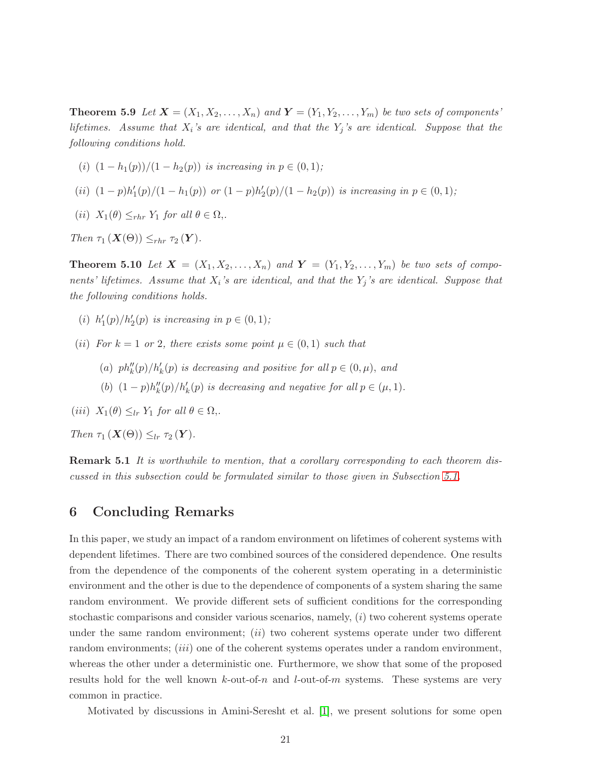**Theorem 5.9** *Let $\boldsymbol{X} = (X_1, X_2, \ldots, X_n)$ and $\boldsymbol{Y} = (Y_1, Y_2, \ldots, Y_m)$ be two sets of components' lifetimes. Assume that $X_i$'s are identical, and that the $Y_j$'s are identical. Suppose that the following conditions hold.*

- *(i) $(1 - h_1(p))/(1 - h_2(p))$ is increasing in $p \in (0, 1)$;*
- *(ii) $(1 - p)h_1'(p)/(1 - h_1(p))$ or $(1 - p)h_2'(p)/(1 - h_2(p))$ is increasing in $p \in (0, 1)$;*
- *(ii) $X_1(\theta) \leq_{rhr} Y_1$ for all $\theta \in \Omega$,.*

*Then $\tau_1 (\boldsymbol{X}(\Theta)) \leq_{rhr} \tau_2 (\boldsymbol{Y})$.*

**Theorem 5.10** *Let $\boldsymbol{X} = (X_1, X_2, \ldots, X_n)$ and $\boldsymbol{Y} = (Y_1, Y_2, \ldots, Y_m)$ be two sets of components' lifetimes. Assume that $X_i$'s are identical, and that the $Y_j$'s are identical. Suppose that the following conditions holds.*

- *(i) $h_1'(p)/h_2'(p)$ is increasing in $p \in (0, 1)$;*
- *(ii) For $k = 1$ or $2$, there exists some point $\mu \in (0, 1)$ such that*
  - *(a) $ph_k''(p)/h_k'(p)$ is decreasing and positive for all $p \in (0, \mu)$, and*
  - *(b) $(1 - p)h_k''(p)/h_k'(p)$ is decreasing and negative for all $p \in (\mu, 1)$.*
- *(iii) $X_1(\theta) \leq_{lr} Y_1$ for all $\theta \in \Omega$,.*

*Then $\tau_1 (\boldsymbol{X}(\Theta)) \leq_{lr} \tau_2 (\boldsymbol{Y})$.*

**Remark 5.1** *It is worthwhile to mention, that a corollary corresponding to each theorem discussed in this subsection could be formulated similar to those given in Subsection 5.1.*

## 6 Concluding Remarks

In this paper, we study an impact of a random environment on lifetimes of coherent systems with dependent lifetimes. There are two combined sources of the considered dependence. One results from the dependence of the components of the coherent system operating in a deterministic environment and the other is due to the dependence of components of a system sharing the same random environment. We provide different sets of sufficient conditions for the corresponding stochastic comparisons and consider various scenarios, namely, $(i)$ two coherent systems operate under the same random environment; $(ii)$ two coherent systems operate under two different random environments; $(iii)$ one of the coherent systems operates under a random environment, whereas the other under a deterministic one. Furthermore, we show that some of the proposed results hold for the well known $k$-out-of-$n$ and $l$-out-of-$m$ systems. These systems are very common in practice.

Motivated by discussions in Amini-Seresht et al. [1], we present solutions for some open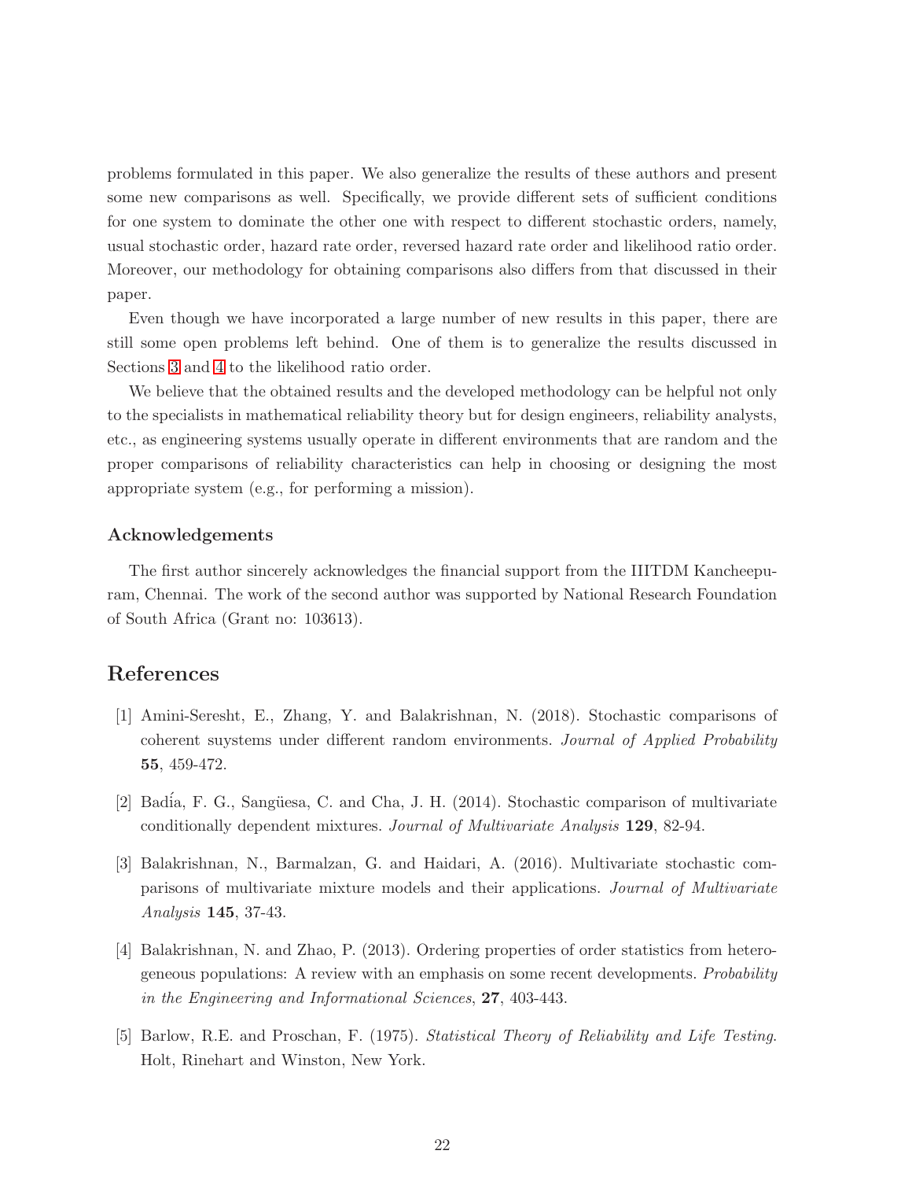problems formulated in this paper. We also generalize the results of these authors and present some new comparisons as well. Specifically, we provide different sets of sufficient conditions for one system to dominate the other one with respect to different stochastic orders, namely, usual stochastic order, hazard rate order, reversed hazard rate order and likelihood ratio order. Moreover, our methodology for obtaining comparisons also differs from that discussed in their paper.

Even though we have incorporated a large number of new results in this paper, there are still some open problems left behind. One of them is to generalize the results discussed in Sections 3 and 4 to the likelihood ratio order.

We believe that the obtained results and the developed methodology can be helpful not only to the specialists in mathematical reliability theory but for design engineers, reliability analysts, etc., as engineering systems usually operate in different environments that are random and the proper comparisons of reliability characteristics can help in choosing or designing the most appropriate system (e.g., for performing a mission).

### Acknowledgements

The first author sincerely acknowledges the financial support from the IIITDM Kancheepuram, Chennai. The work of the second author was supported by National Research Foundation of South Africa (Grant no: 103613).

## References

[1] Amini-Seresht, E., Zhang, Y. and Balakrishnan, N. (2018). Stochastic comparisons of coherent suystems under different random environments. *Journal of Applied Probability* **55**, 459-472.

[2] Badía, F. G., Sangüesa, C. and Cha, J. H. (2014). Stochastic comparison of multivariate conditionally dependent mixtures. *Journal of Multivariate Analysis* **129**, 82-94.

[3] Balakrishnan, N., Barmalzan, G. and Haidari, A. (2016). Multivariate stochastic comparisons of multivariate mixture models and their applications. *Journal of Multivariate Analysis* **145**, 37-43.

[4] Balakrishnan, N. and Zhao, P. (2013). Ordering properties of order statistics from heterogeneous populations: A review with an emphasis on some recent developments. *Probability in the Engineering and Informational Sciences*, **27**, 403-443.

[5] Barlow, R.E. and Proschan, F. (1975). *Statistical Theory of Reliability and Life Testing*. Holt, Rinehart and Winston, New York.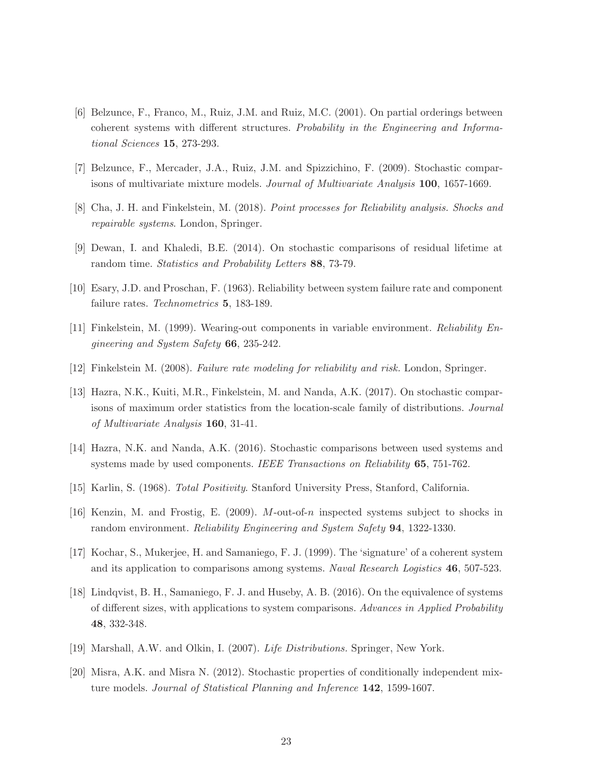[6] Belzunce, F., Franco, M., Ruiz, J.M. and Ruiz, M.C. (2001). On partial orderings between coherent systems with different structures. *Probability in the Engineering and Informational Sciences* **15**, 273-293.

[7] Belzunce, F., Mercader, J.A., Ruiz, J.M. and Spizzichino, F. (2009). Stochastic comparisons of multivariate mixture models. *Journal of Multivariate Analysis* **100**, 1657-1669.

[8] Cha, J. H. and Finkelstein, M. (2018). *Point processes for Reliability analysis. Shocks and repairable systems*. London, Springer.

[9] Dewan, I. and Khaledi, B.E. (2014). On stochastic comparisons of residual lifetime at random time. *Statistics and Probability Letters* **88**, 73-79.

[10] Esary, J.D. and Proschan, F. (1963). Reliability between system failure rate and component failure rates. *Technometrics* **5**, 183-189.

[11] Finkelstein, M. (1999). Wearing-out components in variable environment. *Reliability Engineering and System Safety* **66**, 235-242.

[12] Finkelstein M. (2008). *Failure rate modeling for reliability and risk.* London, Springer.

[13] Hazra, N.K., Kuiti, M.R., Finkelstein, M. and Nanda, A.K. (2017). On stochastic comparisons of maximum order statistics from the location-scale family of distributions. *Journal of Multivariate Analysis* **160**, 31-41.

[14] Hazra, N.K. and Nanda, A.K. (2016). Stochastic comparisons between used systems and systems made by used components. *IEEE Transactions on Reliability* **65**, 751-762.

[15] Karlin, S. (1968). *Total Positivity*. Stanford University Press, Stanford, California.

[16] Kenzin, M. and Frostig, E. (2009). $M$-out-of-$n$ inspected systems subject to shocks in random environment. *Reliability Engineering and System Safety* **94**, 1322-1330.

[17] Kochar, S., Mukerjee, H. and Samaniego, F. J. (1999). The 'signature' of a coherent system and its application to comparisons among systems. *Naval Research Logistics* **46**, 507-523.

[18] Lindqvist, B. H., Samaniego, F. J. and Huseby, A. B. (2016). On the equivalence of systems of different sizes, with applications to system comparisons. *Advances in Applied Probability* **48**, 332-348.

[19] Marshall, A.W. and Olkin, I. (2007). *Life Distributions.* Springer, New York.

[20] Misra, A.K. and Misra N. (2012). Stochastic properties of conditionally independent mixture models. *Journal of Statistical Planning and Inference* **142**, 1599-1607.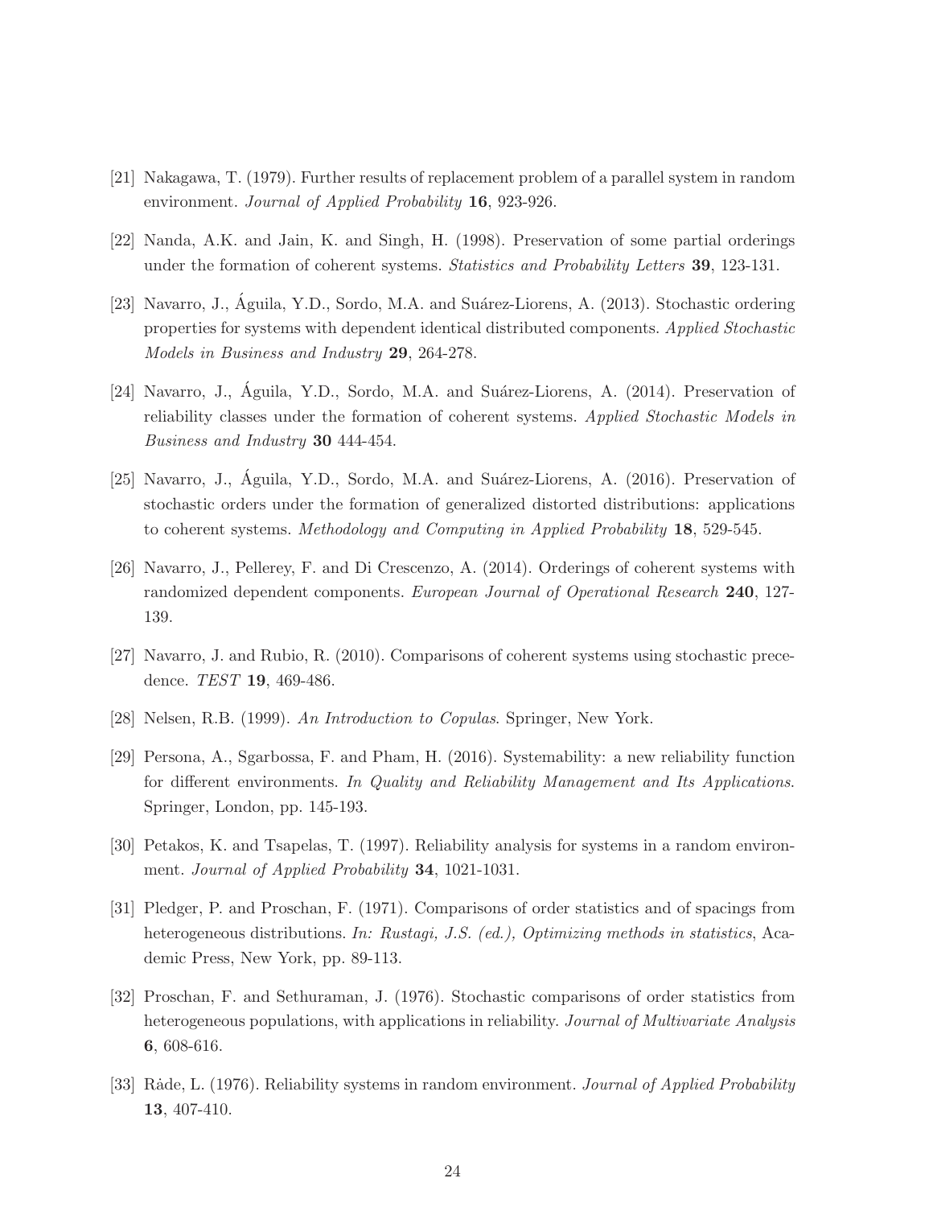[21] Nakagawa, T. (1979). Further results of replacement problem of a parallel system in random environment. *Journal of Applied Probability* **16**, 923-926.

[22] Nanda, A.K. and Jain, K. and Singh, H. (1998). Preservation of some partial orderings under the formation of coherent systems. *Statistics and Probability Letters* **39**, 123-131.

[23] Navarro, J., Águila, Y.D., Sordo, M.A. and Suárez-Liorens, A. (2013). Stochastic ordering properties for systems with dependent identical distributed components. *Applied Stochastic Models in Business and Industry* **29**, 264-278.

[24] Navarro, J., Águila, Y.D., Sordo, M.A. and Suárez-Liorens, A. (2014). Preservation of reliability classes under the formation of coherent systems. *Applied Stochastic Models in Business and Industry* **30** 444-454.

[25] Navarro, J., Águila, Y.D., Sordo, M.A. and Suárez-Liorens, A. (2016). Preservation of stochastic orders under the formation of generalized distorted distributions: applications to coherent systems. *Methodology and Computing in Applied Probability* **18**, 529-545.

[26] Navarro, J., Pellerey, F. and Di Crescenzo, A. (2014). Orderings of coherent systems with randomized dependent components. *European Journal of Operational Research* **240**, 127-139.

[27] Navarro, J. and Rubio, R. (2010). Comparisons of coherent systems using stochastic precedence. *TEST* **19**, 469-486.

[28] Nelsen, R.B. (1999). *An Introduction to Copulas*. Springer, New York.

[29] Persona, A., Sgarbossa, F. and Pham, H. (2016). Systemability: a new reliability function for different environments. *In Quality and Reliability Management and Its Applications*. Springer, London, pp. 145-193.

[30] Petakos, K. and Tsapelas, T. (1997). Reliability analysis for systems in a random environment. *Journal of Applied Probability* **34**, 1021-1031.

[31] Pledger, P. and Proschan, F. (1971). Comparisons of order statistics and of spacings from heterogeneous distributions. *In: Rustagi, J.S. (ed.), Optimizing methods in statistics*, Academic Press, New York, pp. 89-113.

[32] Proschan, F. and Sethuraman, J. (1976). Stochastic comparisons of order statistics from heterogeneous populations, with applications in reliability. *Journal of Multivariate Analysis* **6**, 608-616.

[33] Råde, L. (1976). Reliability systems in random environment. *Journal of Applied Probability* **13**, 407-410.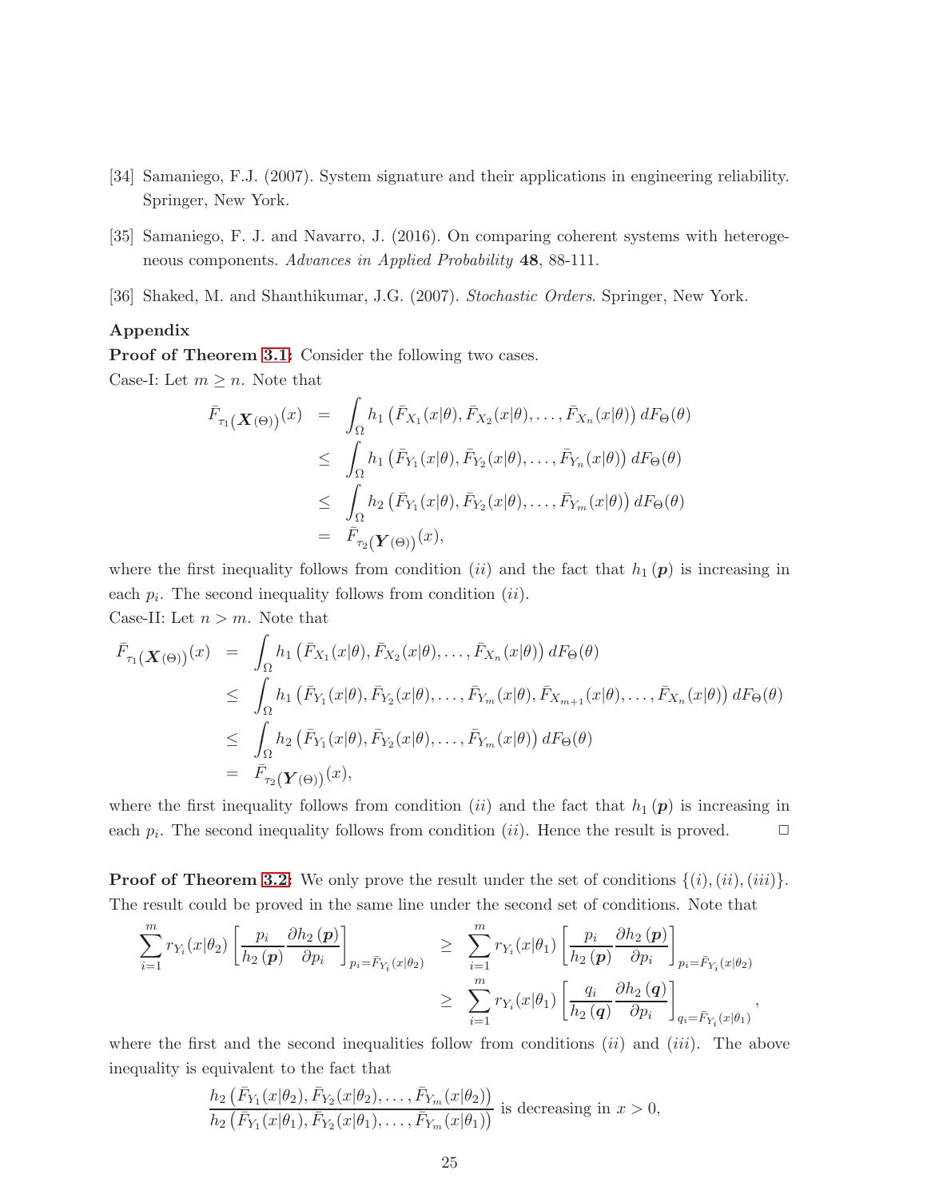[34] Samaniego, F.J. (2007). System signature and their applications in engineering reliability. Springer, New York.

[35] Samaniego, F. J. and Navarro, J. (2016). On comparing coherent systems with heterogeneous components. *Advances in Applied Probability* **48**, 88-111.

[36] Shaked, M. and Shanthikumar, J.G. (2007). *Stochastic Orders*. Springer, New York.

**Appendix**

**Proof of Theorem 3.1:** Consider the following two cases.

Case-I: Let $m \geq n$. Note that

$$
\begin{aligned}
\bar{F}_{\tau_1(\boldsymbol{X}(\Theta))}(x) &= \int_{\Omega} h_1\left(\bar{F}_{X_1}(x|\theta), \bar{F}_{X_2}(x|\theta), \ldots, \bar{F}_{X_n}(x|\theta)\right) dF_{\Theta}(\theta) \\
&\leq \int_{\Omega} h_1\left(\bar{F}_{Y_1}(x|\theta), \bar{F}_{Y_2}(x|\theta), \ldots, \bar{F}_{Y_n}(x|\theta)\right) dF_{\Theta}(\theta) \\
&\leq \int_{\Omega} h_2\left(\bar{F}_{Y_1}(x|\theta), \bar{F}_{Y_2}(x|\theta), \ldots, \bar{F}_{Y_m}(x|\theta)\right) dF_{\Theta}(\theta) \\
&= \bar{F}_{\tau_2(\boldsymbol{Y}(\Theta))}(x),
\end{aligned}
$$

where the first inequality follows from condition $(ii)$ and the fact that $h_1(\boldsymbol{p})$ is increasing in each $p_i$. The second inequality follows from condition $(ii)$.

Case-II: Let $n > m$. Note that

$$
\begin{aligned}
\bar{F}_{\tau_1(\boldsymbol{X}(\Theta))}(x) &= \int_{\Omega} h_1\left(\bar{F}_{X_1}(x|\theta), \bar{F}_{X_2}(x|\theta), \ldots, \bar{F}_{X_n}(x|\theta)\right) dF_{\Theta}(\theta) \\
&\leq \int_{\Omega} h_1\left(\bar{F}_{Y_1}(x|\theta), \bar{F}_{Y_2}(x|\theta), \ldots, \bar{F}_{Y_m}(x|\theta), \bar{F}_{X_{m+1}}(x|\theta), \ldots, \bar{F}_{X_n}(x|\theta)\right) dF_{\Theta}(\theta) \\
&\leq \int_{\Omega} h_2\left(\bar{F}_{Y_1}(x|\theta), \bar{F}_{Y_2}(x|\theta), \ldots, \bar{F}_{Y_m}(x|\theta)\right) dF_{\Theta}(\theta) \\
&= \bar{F}_{\tau_2(\boldsymbol{Y}(\Theta))}(x),
\end{aligned}
$$

where the first inequality follows from condition $(ii)$ and the fact that $h_1(\boldsymbol{p})$ is increasing in each $p_i$. The second inequality follows from condition $(ii)$. Hence the result is proved. $\Box$

**Proof of Theorem 3.2:** We only prove the result under the set of conditions $\{(i), (ii), (iii)\}$. The result could be proved in the same line under the second set of conditions. Note that

$$
\begin{aligned}
\sum_{i=1}^{m} r_{Y_i}(x|\theta_2) \left[\frac{p_i}{h_2(\boldsymbol{p})} \frac{\partial h_2(\boldsymbol{p})}{\partial p_i}\right]_{p_i = \bar{F}_{Y_i}(x|\theta_2)} &\geq \sum_{i=1}^{m} r_{Y_i}(x|\theta_1) \left[\frac{p_i}{h_2(\boldsymbol{p})} \frac{\partial h_2(\boldsymbol{p})}{\partial p_i}\right]_{p_i = \bar{F}_{Y_i}(x|\theta_2)} \\
&\geq \sum_{i=1}^{m} r_{Y_i}(x|\theta_1) \left[\frac{q_i}{h_2(\boldsymbol{q})} \frac{\partial h_2(\boldsymbol{q})}{\partial p_i}\right]_{q_i = \bar{F}_{Y_i}(x|\theta_1)},
\end{aligned}
$$

where the first and the second inequalities follow from conditions $(ii)$ and $(iii)$. The above inequality is equivalent to the fact that

$$
\frac{h_2\left(\bar{F}_{Y_1}(x|\theta_2), \bar{F}_{Y_2}(x|\theta_2), \ldots, \bar{F}_{Y_m}(x|\theta_2)\right)}{h_2\left(\bar{F}_{Y_1}(x|\theta_1), \bar{F}_{Y_2}(x|\theta_1), \ldots, \bar{F}_{Y_m}(x|\theta_1)\right)} \text{ is decreasing in } x > 0,
$$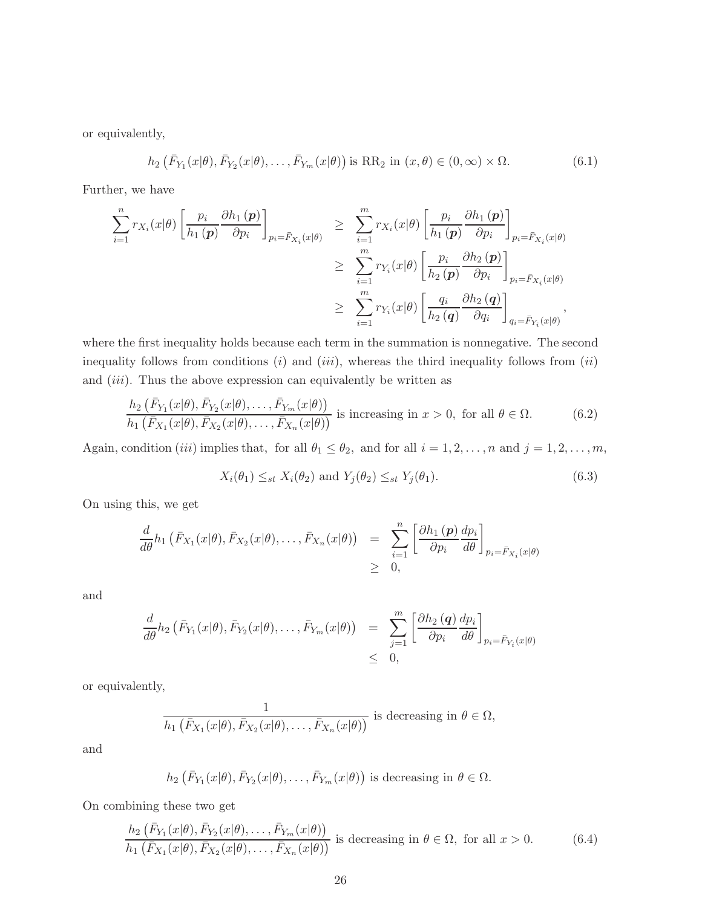or equivalently,

$$h_2\left(\bar{F}_{Y_1}(x|\theta), \bar{F}_{Y_2}(x|\theta), \ldots, \bar{F}_{Y_m}(x|\theta)\right) \text{ is } \mathrm{RR}_2 \text{ in } (x,\theta) \in (0,\infty) \times \Omega. \tag{6.1}$$

Further, we have

$$\begin{aligned}
\sum_{i=1}^{n} r_{X_i}(x|\theta) \left[\frac{p_i}{h_1(\boldsymbol{p})} \frac{\partial h_1(\boldsymbol{p})}{\partial p_i}\right]_{p_i=\bar{F}_{X_i}(x|\theta)} &\geq \sum_{i=1}^{m} r_{X_i}(x|\theta) \left[\frac{p_i}{h_1(\boldsymbol{p})} \frac{\partial h_1(\boldsymbol{p})}{\partial p_i}\right]_{p_i=\bar{F}_{X_i}(x|\theta)} \\
&\geq \sum_{i=1}^{m} r_{Y_i}(x|\theta) \left[\frac{p_i}{h_2(\boldsymbol{p})} \frac{\partial h_2(\boldsymbol{p})}{\partial p_i}\right]_{p_i=\bar{F}_{X_i}(x|\theta)} \\
&\geq \sum_{i=1}^{m} r_{Y_i}(x|\theta) \left[\frac{q_i}{h_2(\boldsymbol{q})} \frac{\partial h_2(\boldsymbol{q})}{\partial q_i}\right]_{q_i=\bar{F}_{Y_i}(x|\theta)},
\end{aligned}$$

where the first inequality holds because each term in the summation is nonnegative. The second inequality follows from conditions $(i)$ and $(iii)$, whereas the third inequality follows from $(ii)$ and $(iii)$. Thus the above expression can equivalently be written as

$$\frac{h_2\left(\bar{F}_{Y_1}(x|\theta), \bar{F}_{Y_2}(x|\theta), \ldots, \bar{F}_{Y_m}(x|\theta)\right)}{h_1\left(\bar{F}_{X_1}(x|\theta), \bar{F}_{X_2}(x|\theta), \ldots, \bar{F}_{X_n}(x|\theta)\right)} \text{ is increasing in } x > 0, \text{ for all } \theta \in \Omega. \tag{6.2}$$

Again, condition $(iii)$ implies that, for all $\theta_1 \leq \theta_2$, and for all $i = 1, 2, \ldots, n$ and $j = 1, 2, \ldots, m$,

$$X_i(\theta_1) \leq_{st} X_i(\theta_2) \text{ and } Y_j(\theta_2) \leq_{st} Y_j(\theta_1). \tag{6.3}$$

On using this, we get

$$\begin{aligned}
\frac{d}{d\theta} h_1\left(\bar{F}_{X_1}(x|\theta), \bar{F}_{X_2}(x|\theta), \ldots, \bar{F}_{X_n}(x|\theta)\right) &= \sum_{i=1}^{n} \left[\frac{\partial h_1(\boldsymbol{p})}{\partial p_i} \frac{dp_i}{d\theta}\right]_{p_i=\bar{F}_{X_i}(x|\theta)} \\
&\geq 0,
\end{aligned}$$

and

$$\begin{aligned}
\frac{d}{d\theta} h_2\left(\bar{F}_{Y_1}(x|\theta), \bar{F}_{Y_2}(x|\theta), \ldots, \bar{F}_{Y_m}(x|\theta)\right) &= \sum_{j=1}^{m} \left[\frac{\partial h_2(\boldsymbol{q})}{\partial p_i} \frac{dp_i}{d\theta}\right]_{p_i=\bar{F}_{Y_i}(x|\theta)} \\
&\leq 0,
\end{aligned}$$

or equivalently,

$$\frac{1}{h_1\left(\bar{F}_{X_1}(x|\theta), \bar{F}_{X_2}(x|\theta), \ldots, \bar{F}_{X_n}(x|\theta)\right)} \text{ is decreasing in } \theta \in \Omega,$$

and

$$h_2\left(\bar{F}_{Y_1}(x|\theta), \bar{F}_{Y_2}(x|\theta), \ldots, \bar{F}_{Y_m}(x|\theta)\right) \text{ is decreasing in } \theta \in \Omega.$$

On combining these two get

$$\frac{h_2\left(\bar{F}_{Y_1}(x|\theta), \bar{F}_{Y_2}(x|\theta), \ldots, \bar{F}_{Y_m}(x|\theta)\right)}{h_1\left(\bar{F}_{X_1}(x|\theta), \bar{F}_{X_2}(x|\theta), \ldots, \bar{F}_{X_n}(x|\theta)\right)} \text{ is decreasing in } \theta \in \Omega, \text{ for all } x > 0. \tag{6.4}$$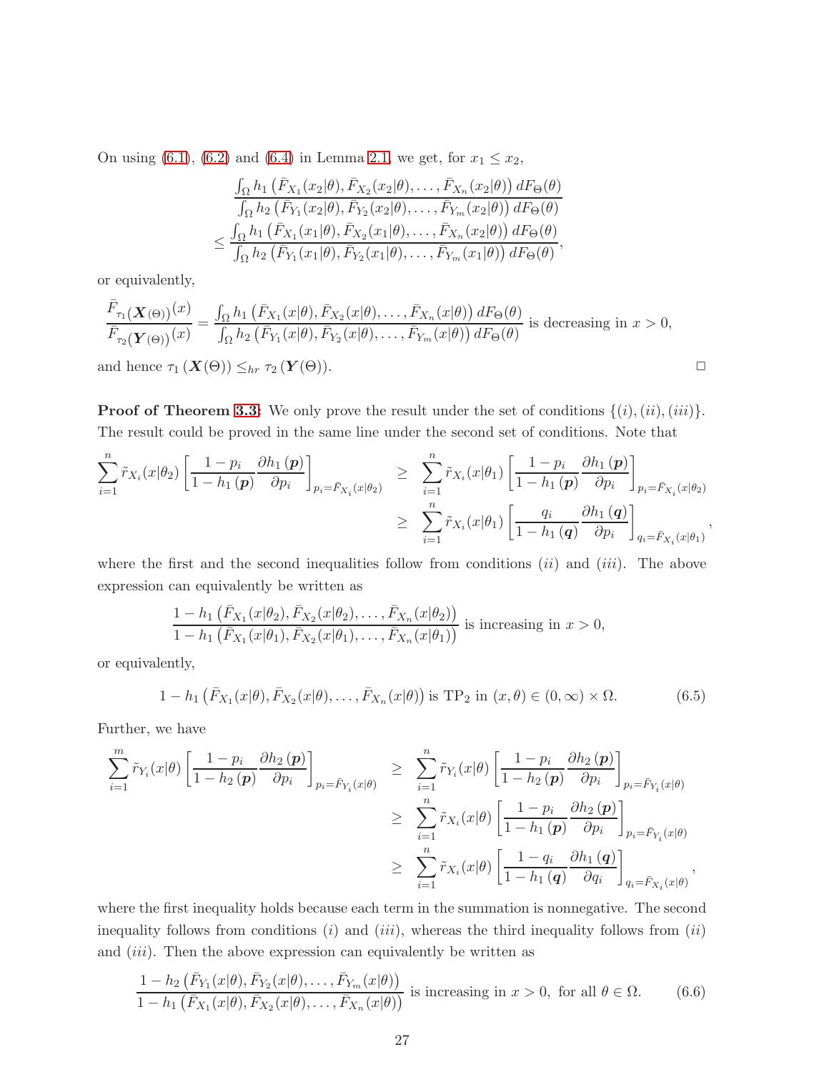On using (6.1), (6.2) and (6.4) in Lemma 2.1, we get, for $x_1 \leq x_2$,

$$\frac{\int_\Omega h_1\left(\bar{F}_{X_1}(x_2|\theta), \bar{F}_{X_2}(x_2|\theta), \ldots, \bar{F}_{X_n}(x_2|\theta)\right) dF_\Theta(\theta)}{\int_\Omega h_2\left(\bar{F}_{Y_1}(x_2|\theta), \bar{F}_{Y_2}(x_2|\theta), \ldots, \bar{F}_{Y_m}(x_2|\theta)\right) dF_\Theta(\theta)}$$
$$\leq \frac{\int_\Omega h_1\left(\bar{F}_{X_1}(x_1|\theta), \bar{F}_{X_2}(x_1|\theta), \ldots, \bar{F}_{X_n}(x_2|\theta)\right) dF_\Theta(\theta)}{\int_\Omega h_2\left(\bar{F}_{Y_1}(x_1|\theta), \bar{F}_{Y_2}(x_1|\theta), \ldots, \bar{F}_{Y_m}(x_1|\theta)\right) dF_\Theta(\theta)},$$

or equivalently,

$$\frac{\bar{F}_{\tau_1(\boldsymbol{X}(\Theta))}(x)}{\bar{F}_{\tau_2(\boldsymbol{Y}(\Theta))}(x)} = \frac{\int_\Omega h_1\left(\bar{F}_{X_1}(x|\theta), \bar{F}_{X_2}(x|\theta), \ldots, \bar{F}_{X_n}(x|\theta)\right) dF_\Theta(\theta)}{\int_\Omega h_2\left(\bar{F}_{Y_1}(x|\theta), \bar{F}_{Y_2}(x|\theta), \ldots, \bar{F}_{Y_m}(x|\theta)\right) dF_\Theta(\theta)} \text{ is decreasing in } x > 0,$$

and hence $\tau_1\left(\boldsymbol{X}(\Theta)\right) \leq_{hr} \tau_2\left(\boldsymbol{Y}(\Theta)\right)$. □

**Proof of Theorem 3.3:** We only prove the result under the set of conditions $\{(i), (ii), (iii)\}$. The result could be proved in the same line under the second set of conditions. Note that

$$\begin{aligned}
\sum_{i=1}^{n} \tilde{r}_{X_i}(x|\theta_2)\left[\frac{1-p_i}{1-h_1(\boldsymbol{p})}\frac{\partial h_1(\boldsymbol{p})}{\partial p_i}\right]_{p_i=\bar{F}_{X_i}(x|\theta_2)} &\geq \sum_{i=1}^{n} \tilde{r}_{X_i}(x|\theta_1)\left[\frac{1-p_i}{1-h_1(\boldsymbol{p})}\frac{\partial h_1(\boldsymbol{p})}{\partial p_i}\right]_{p_i=\bar{F}_{X_i}(x|\theta_2)} \\
&\geq \sum_{i=1}^{n} \tilde{r}_{X_i}(x|\theta_1)\left[\frac{q_i}{1-h_1(\boldsymbol{q})}\frac{\partial h_1(\boldsymbol{q})}{\partial p_i}\right]_{q_i=\bar{F}_{X_i}(x|\theta_1)},
\end{aligned}$$

where the first and the second inequalities follow from conditions $(ii)$ and $(iii)$. The above expression can equivalently be written as

$$\frac{1-h_1\left(\bar{F}_{X_1}(x|\theta_2), \bar{F}_{X_2}(x|\theta_2), \ldots, \bar{F}_{X_n}(x|\theta_2)\right)}{1-h_1\left(\bar{F}_{X_1}(x|\theta_1), \bar{F}_{X_2}(x|\theta_1), \ldots, \bar{F}_{X_n}(x|\theta_1)\right)} \text{ is increasing in } x > 0,$$

or equivalently,

$$1-h_1\left(\bar{F}_{X_1}(x|\theta), \bar{F}_{X_2}(x|\theta), \ldots, \bar{F}_{X_n}(x|\theta)\right) \text{ is TP}_2 \text{ in } (x,\theta) \in (0,\infty)\times\Omega. \tag{6.5}$$

Further, we have

$$\begin{aligned}
\sum_{i=1}^{m} \tilde{r}_{Y_i}(x|\theta)\left[\frac{1-p_i}{1-h_2(\boldsymbol{p})}\frac{\partial h_2(\boldsymbol{p})}{\partial p_i}\right]_{p_i=\bar{F}_{Y_i}(x|\theta)} &\geq \sum_{i=1}^{n} \tilde{r}_{Y_i}(x|\theta)\left[\frac{1-p_i}{1-h_2(\boldsymbol{p})}\frac{\partial h_2(\boldsymbol{p})}{\partial p_i}\right]_{p_i=\bar{F}_{Y_i}(x|\theta)} \\
&\geq \sum_{i=1}^{n} \tilde{r}_{X_i}(x|\theta)\left[\frac{1-p_i}{1-h_1(\boldsymbol{p})}\frac{\partial h_2(\boldsymbol{p})}{\partial p_i}\right]_{p_i=\bar{F}_{Y_i}(x|\theta)} \\
&\geq \sum_{i=1}^{n} \tilde{r}_{X_i}(x|\theta)\left[\frac{1-q_i}{1-h_1(\boldsymbol{q})}\frac{\partial h_1(\boldsymbol{q})}{\partial q_i}\right]_{q_i=\bar{F}_{X_i}(x|\theta)},
\end{aligned}$$

where the first inequality holds because each term in the summation is nonnegative. The second inequality follows from conditions $(i)$ and $(iii)$, whereas the third inequality follows from $(ii)$ and $(iii)$. Then the above expression can equivalently be written as

$$\frac{1-h_2\left(\bar{F}_{Y_1}(x|\theta), \bar{F}_{Y_2}(x|\theta), \ldots, \bar{F}_{Y_m}(x|\theta)\right)}{1-h_1\left(\bar{F}_{X_1}(x|\theta), \bar{F}_{X_2}(x|\theta), \ldots, \bar{F}_{X_n}(x|\theta)\right)} \text{ is increasing in } x > 0, \text{ for all } \theta \in \Omega. \tag{6.6}$$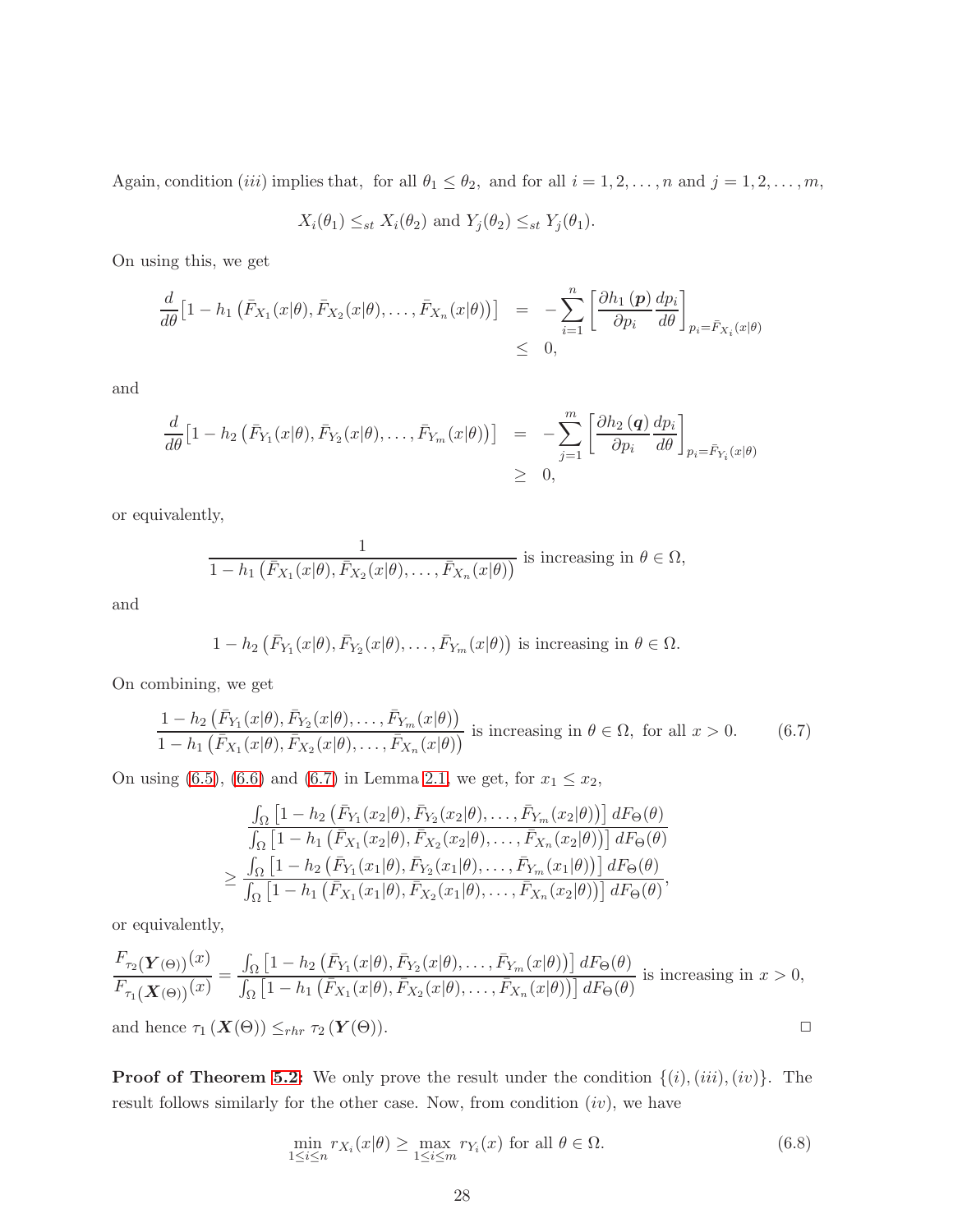Again, condition $(iii)$ implies that, for all $\theta_1 \le \theta_2,$ and for all $i = 1, 2, \ldots, n$ and $j = 1, 2, \ldots, m,$

$$X_i(\theta_1) \le_{st} X_i(\theta_2) \text{ and } Y_j(\theta_2) \le_{st} Y_j(\theta_1).$$

On using this, we get

$$\begin{aligned}
\frac{d}{d\theta}\big[1 - h_1\left(\bar{F}_{X_1}(x|\theta), \bar{F}_{X_2}(x|\theta), \ldots, \bar{F}_{X_n}(x|\theta)\right)\big] &= -\sum_{i=1}^{n}\left[\frac{\partial h_1(\boldsymbol{p})}{\partial p_i}\frac{dp_i}{d\theta}\right]_{p_i=\bar{F}_{X_i}(x|\theta)} \\
&\le 0,
\end{aligned}$$

and

$$\begin{aligned}
\frac{d}{d\theta}\big[1 - h_2\left(\bar{F}_{Y_1}(x|\theta), \bar{F}_{Y_2}(x|\theta), \ldots, \bar{F}_{Y_m}(x|\theta)\right)\big] &= -\sum_{j=1}^{m}\left[\frac{\partial h_2(\boldsymbol{q})}{\partial p_i}\frac{dp_i}{d\theta}\right]_{p_i=\bar{F}_{Y_i}(x|\theta)} \\
&\ge 0,
\end{aligned}$$

or equivalently,

$$\frac{1}{1 - h_1\left(\bar{F}_{X_1}(x|\theta), \bar{F}_{X_2}(x|\theta), \ldots, \bar{F}_{X_n}(x|\theta)\right)} \text{ is increasing in } \theta \in \Omega,$$

and

$$1 - h_2\left(\bar{F}_{Y_1}(x|\theta), \bar{F}_{Y_2}(x|\theta), \ldots, \bar{F}_{Y_m}(x|\theta)\right) \text{ is increasing in } \theta \in \Omega.$$

On combining, we get

$$\frac{1 - h_2\left(\bar{F}_{Y_1}(x|\theta), \bar{F}_{Y_2}(x|\theta), \ldots, \bar{F}_{Y_m}(x|\theta)\right)}{1 - h_1\left(\bar{F}_{X_1}(x|\theta), \bar{F}_{X_2}(x|\theta), \ldots, \bar{F}_{X_n}(x|\theta)\right)} \text{ is increasing in } \theta \in \Omega, \text{ for all } x > 0. \tag{6.7}$$

On using (6.5), (6.6) and (6.7) in Lemma 2.1, we get, for $x_1 \le x_2$,

$$\begin{aligned}
&\frac{\int_\Omega \left[1 - h_2\left(\bar{F}_{Y_1}(x_2|\theta), \bar{F}_{Y_2}(x_2|\theta), \ldots, \bar{F}_{Y_m}(x_2|\theta)\right)\right] dF_\Theta(\theta)}{\int_\Omega \left[1 - h_1\left(\bar{F}_{X_1}(x_2|\theta), \bar{F}_{X_2}(x_2|\theta), \ldots, \bar{F}_{X_n}(x_2|\theta)\right)\right] dF_\Theta(\theta)} \\
&\ge \frac{\int_\Omega \left[1 - h_2\left(\bar{F}_{Y_1}(x_1|\theta), \bar{F}_{Y_2}(x_1|\theta), \ldots, \bar{F}_{Y_m}(x_1|\theta)\right)\right] dF_\Theta(\theta)}{\int_\Omega \left[1 - h_1\left(\bar{F}_{X_1}(x_1|\theta), \bar{F}_{X_2}(x_1|\theta), \ldots, \bar{F}_{X_n}(x_2|\theta)\right)\right] dF_\Theta(\theta)},
\end{aligned}$$

or equivalently,

$$\frac{F_{\tau_2(\boldsymbol{Y}(\Theta))}(x)}{F_{\tau_1(\boldsymbol{X}(\Theta))}(x)} = \frac{\int_\Omega \left[1 - h_2\left(\bar{F}_{Y_1}(x|\theta), \bar{F}_{Y_2}(x|\theta), \ldots, \bar{F}_{Y_m}(x|\theta)\right)\right] dF_\Theta(\theta)}{\int_\Omega \left[1 - h_1\left(\bar{F}_{X_1}(x|\theta), \bar{F}_{X_2}(x|\theta), \ldots, \bar{F}_{X_n}(x|\theta)\right)\right] dF_\Theta(\theta)} \text{ is increasing in } x > 0,$$

and hence $\tau_1(\boldsymbol{X}(\Theta)) \le_{rhr} \tau_2(\boldsymbol{Y}(\Theta))$. □

**Proof of Theorem 5.2:** We only prove the result under the condition $\{(i), (iii), (iv)\}$. The result follows similarly for the other case. Now, from condition $(iv)$, we have

$$\min_{1 \le i \le n} r_{X_i}(x|\theta) \ge \max_{1 \le i \le m} r_{Y_i}(x) \text{ for all } \theta \in \Omega. \tag{6.8}$$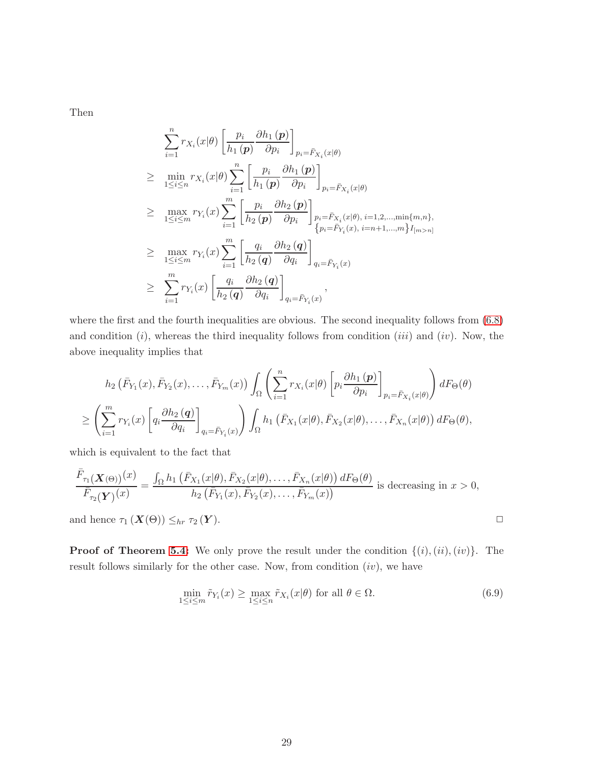Then

$$
\begin{aligned}
&\sum_{i=1}^{n} r_{X_i}(x|\theta)\left[\frac{p_i}{h_1(\boldsymbol{p})}\frac{\partial h_1(\boldsymbol{p})}{\partial p_i}\right]_{p_i=\bar{F}_{X_i}(x|\theta)}\\
&\geq \min_{1\leq i\leq n} r_{X_i}(x|\theta)\sum_{i=1}^{n}\left[\frac{p_i}{h_1(\boldsymbol{p})}\frac{\partial h_1(\boldsymbol{p})}{\partial p_i}\right]_{p_i=\bar{F}_{X_i}(x|\theta)}\\
&\geq \max_{1\leq i\leq m} r_{Y_i}(x)\sum_{i=1}^{m}\left[\frac{p_i}{h_2(\boldsymbol{p})}\frac{\partial h_2(\boldsymbol{p})}{\partial p_i}\right]_{\substack{p_i=\bar{F}_{X_i}(x|\theta),\ i=1,2,\ldots,\min\{m,n\},\\ \left\{p_i=\bar{F}_{Y_i}(x),\ i=n+1,\ldots,m\right\}I_{[m>n]}}}\\
&\geq \max_{1\leq i\leq m} r_{Y_i}(x)\sum_{i=1}^{m}\left[\frac{q_i}{h_2(\boldsymbol{q})}\frac{\partial h_2(\boldsymbol{q})}{\partial q_i}\right]_{q_i=\bar{F}_{Y_i}(x)}\\
&\geq \sum_{i=1}^{m} r_{Y_i}(x)\left[\frac{q_i}{h_2(\boldsymbol{q})}\frac{\partial h_2(\boldsymbol{q})}{\partial q_i}\right]_{q_i=\bar{F}_{Y_i}(x)},
\end{aligned}
$$

where the first and the fourth inequalities are obvious. The second inequality follows from (6.8) and condition $(i)$, whereas the third inequality follows from condition $(iii)$ and $(iv)$. Now, the above inequality implies that

$$
\begin{aligned}
&h_2\left(\bar{F}_{Y_1}(x),\bar{F}_{Y_2}(x),\ldots,\bar{F}_{Y_m}(x)\right)\int_{\Omega}\left(\sum_{i=1}^{n} r_{X_i}(x|\theta)\left[p_i\frac{\partial h_1(\boldsymbol{p})}{\partial p_i}\right]_{p_i=\bar{F}_{X_i}(x|\theta)}\right)dF_{\Theta}(\theta)\\
&\geq\left(\sum_{i=1}^{m} r_{Y_i}(x)\left[q_i\frac{\partial h_2(\boldsymbol{q})}{\partial q_i}\right]_{q_i=\bar{F}_{Y_i}(x)}\right)\int_{\Omega} h_1\left(\bar{F}_{X_1}(x|\theta),\bar{F}_{X_2}(x|\theta),\ldots,\bar{F}_{X_n}(x|\theta)\right)dF_{\Theta}(\theta),
\end{aligned}
$$

which is equivalent to the fact that

$$
\frac{\bar{F}_{\tau_1(\boldsymbol{X}(\Theta))}(x)}{\bar{F}_{\tau_2(\boldsymbol{Y})}(x)}=\frac{\int_{\Omega} h_1\left(\bar{F}_{X_1}(x|\theta),\bar{F}_{X_2}(x|\theta),\ldots,\bar{F}_{X_n}(x|\theta)\right)dF_{\Theta}(\theta)}{h_2\left(\bar{F}_{Y_1}(x),\bar{F}_{Y_2}(x),\ldots,\bar{F}_{Y_m}(x)\right)}\text{ is decreasing in } x>0,
$$

and hence $\tau_1(\boldsymbol{X}(\Theta))\leq_{hr}\tau_2(\boldsymbol{Y})$. □

**Proof of Theorem 5.4:** We only prove the result under the condition $\{(i),(ii),(iv)\}$. The result follows similarly for the other case. Now, from condition $(iv)$, we have

$$
\min_{1\leq i\leq m}\tilde{r}_{Y_i}(x)\geq\max_{1\leq i\leq n}\tilde{r}_{X_i}(x|\theta)\text{ for all }\theta\in\Omega. \tag{6.9}
$$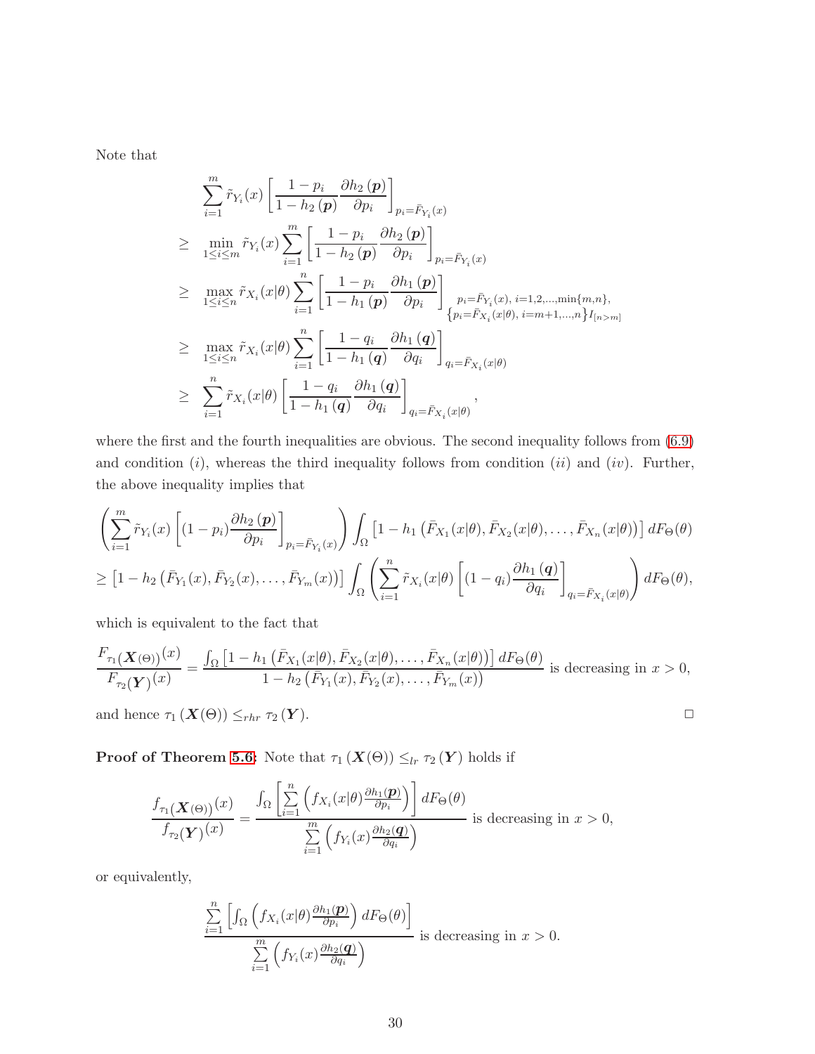Note that

$$
\begin{aligned}
& \sum_{i=1}^{m} \tilde{r}_{Y_i}(x) \left[ \frac{1-p_i}{1-h_2(\boldsymbol{p})} \frac{\partial h_2(\boldsymbol{p})}{\partial p_i} \right]_{p_i=\bar{F}_{Y_i}(x)} \\
\geq \quad & \min_{1\leq i\leq m} \tilde{r}_{Y_i}(x) \sum_{i=1}^{m} \left[ \frac{1-p_i}{1-h_2(\boldsymbol{p})} \frac{\partial h_2(\boldsymbol{p})}{\partial p_i} \right]_{p_i=\bar{F}_{Y_i}(x)} \\
\geq \quad & \max_{1\leq i\leq n} \tilde{r}_{X_i}(x|\theta) \sum_{i=1}^{n} \left[ \frac{1-p_i}{1-h_1(\boldsymbol{p})} \frac{\partial h_1(\boldsymbol{p})}{\partial p_i} \right]_{\substack{p_i=\bar{F}_{Y_i}(x),\ i=1,2,\ldots,\min\{m,n\}, \\ \left\{p_i=\bar{F}_{X_i}(x|\theta),\ i=m+1,\ldots,n\right\} I_{[n>m]}}} \\
\geq \quad & \max_{1\leq i\leq n} \tilde{r}_{X_i}(x|\theta) \sum_{i=1}^{n} \left[ \frac{1-q_i}{1-h_1(\boldsymbol{q})} \frac{\partial h_1(\boldsymbol{q})}{\partial q_i} \right]_{q_i=\bar{F}_{X_i}(x|\theta)} \\
\geq \quad & \sum_{i=1}^{n} \tilde{r}_{X_i}(x|\theta) \left[ \frac{1-q_i}{1-h_1(\boldsymbol{q})} \frac{\partial h_1(\boldsymbol{q})}{\partial q_i} \right]_{q_i=\bar{F}_{X_i}(x|\theta)},
\end{aligned}
$$

where the first and the fourth inequalities are obvious. The second inequality follows from (6.9) and condition $(i)$, whereas the third inequality follows from condition $(ii)$ and $(iv)$. Further, the above inequality implies that

$$
\begin{aligned}
& \left( \sum_{i=1}^{m} \tilde{r}_{Y_i}(x) \left[ (1-p_i) \frac{\partial h_2(\boldsymbol{p})}{\partial p_i} \right]_{p_i=\bar{F}_{Y_i}(x)} \right) \int_{\Omega} \left[ 1 - h_1\left( \bar{F}_{X_1}(x|\theta), \bar{F}_{X_2}(x|\theta), \ldots, \bar{F}_{X_n}(x|\theta) \right) \right] dF_{\Theta}(\theta) \\
& \geq \left[ 1 - h_2\left( \bar{F}_{Y_1}(x), \bar{F}_{Y_2}(x), \ldots, \bar{F}_{Y_m}(x) \right) \right] \int_{\Omega} \left( \sum_{i=1}^{n} \tilde{r}_{X_i}(x|\theta) \left[ (1-q_i) \frac{\partial h_1(\boldsymbol{q})}{\partial q_i} \right]_{q_i=\bar{F}_{X_i}(x|\theta)} \right) dF_{\Theta}(\theta),
\end{aligned}
$$

which is equivalent to the fact that

$$
\frac{F_{\tau_1(\boldsymbol{X}(\Theta))}(x)}{F_{\tau_2(\boldsymbol{Y})}(x)} = \frac{\int_{\Omega} \left[ 1 - h_1\left( \bar{F}_{X_1}(x|\theta), \bar{F}_{X_2}(x|\theta), \ldots, \bar{F}_{X_n}(x|\theta) \right) \right] dF_{\Theta}(\theta)}{1 - h_2\left( \bar{F}_{Y_1}(x), \bar{F}_{Y_2}(x), \ldots, \bar{F}_{Y_m}(x) \right)} \text{ is decreasing in } x > 0,
$$

and hence $\tau_1(\boldsymbol{X}(\Theta)) \leq_{rhr} \tau_2(\boldsymbol{Y})$. □

**Proof of Theorem 5.6:** Note that $\tau_1(\boldsymbol{X}(\Theta)) \leq_{lr} \tau_2(\boldsymbol{Y})$ holds if

$$
\frac{f_{\tau_1(\boldsymbol{X}(\Theta))}(x)}{f_{\tau_2(\boldsymbol{Y})}(x)} = \frac{\int_{\Omega} \left[ \sum\limits_{i=1}^{n} \left( f_{X_i}(x|\theta) \frac{\partial h_1(\boldsymbol{p})}{\partial p_i} \right) \right] dF_{\Theta}(\theta)}{\sum\limits_{i=1}^{m} \left( f_{Y_i}(x) \frac{\partial h_2(\boldsymbol{q})}{\partial q_i} \right)} \text{ is decreasing in } x > 0,
$$

or equivalently,

$$
\frac{\sum\limits_{i=1}^{n} \left[ \int_{\Omega} \left( f_{X_i}(x|\theta) \frac{\partial h_1(\boldsymbol{p})}{\partial p_i} \right) dF_{\Theta}(\theta) \right]}{\sum\limits_{i=1}^{m} \left( f_{Y_i}(x) \frac{\partial h_2(\boldsymbol{q})}{\partial q_i} \right)} \text{ is decreasing in } x > 0.
$$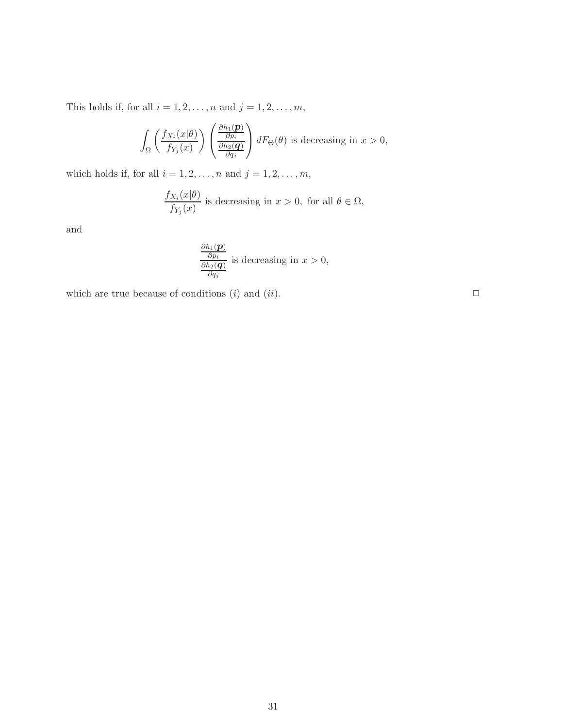This holds if, for all $i = 1, 2, \ldots, n$ and $j = 1, 2, \ldots, m$,

$$\int_{\Omega} \left( \frac{f_{X_i}(x|\theta)}{f_{Y_j}(x)} \right) \left( \frac{\frac{\partial h_1(\boldsymbol{p})}{\partial p_i}}{\frac{\partial h_2(\boldsymbol{q})}{\partial q_j}} \right) dF_{\Theta}(\theta) \text{ is decreasing in } x > 0,$$

which holds if, for all $i = 1, 2, \ldots, n$ and $j = 1, 2, \ldots, m$,

$$\frac{f_{X_i}(x|\theta)}{f_{Y_j}(x)} \text{ is decreasing in } x > 0, \text{ for all } \theta \in \Omega,$$

and

$$\frac{\frac{\partial h_1(\boldsymbol{p})}{\partial p_i}}{\frac{\partial h_2(\boldsymbol{q})}{\partial q_j}} \text{ is decreasing in } x > 0,$$

which are true because of conditions $(i)$ and $(ii)$. □